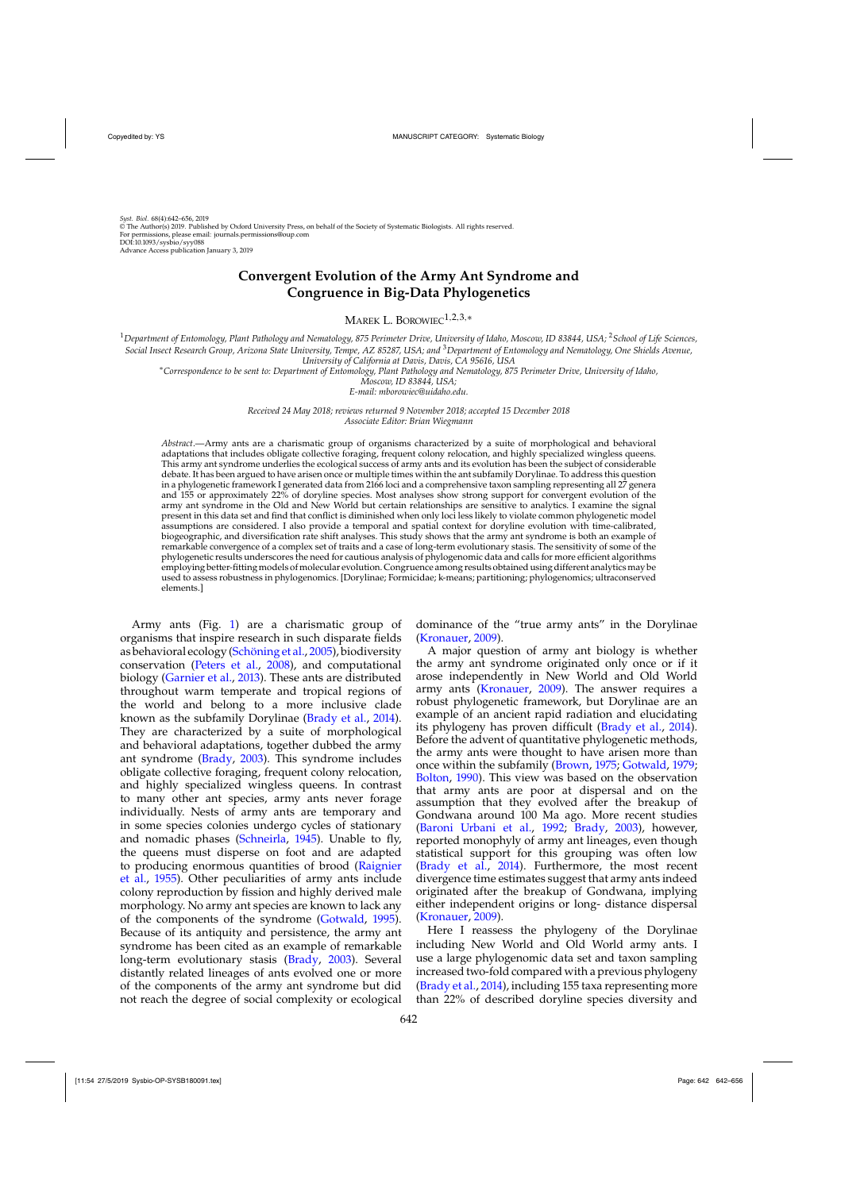Syst. Biol. 68(4):642–656, 2019
© The Author(s) 2019. Published by Oxford University Press, on behalf of the Society of Systematic Biologists. All rights reserved.
For permissions, please email: journals.permissions@oup.com
DOI:10.1093/sysbio/syy088
Advance Access publication January 3, 2019

# Convergent Evolution of the Army Ant Syndrome and Congruence in Big-Data Phylogenetics

Marek L. Borowiec[1,2,3,*]

[1]*Department of Entomology, Plant Pathology and Nematology, 875 Perimeter Drive, University of Idaho, Moscow, ID 83844, USA;* [2]*School of Life Sciences, Social Insect Research Group, Arizona State University, Tempe, AZ 85287, USA; and* [3]*Department of Entomology and Nematology, One Shields Avenue, University of California at Davis, Davis, CA 95616, USA*

[*]*Correspondence to be sent to: Department of Entomology, Plant Pathology and Nematology, 875 Perimeter Drive, University of Idaho, Moscow, ID 83844, USA;*
*E-mail: mborowiec@uidaho.edu.*

*Received 24 May 2018; reviews returned 9 November 2018; accepted 15 December 2018*
*Associate Editor: Brian Wiegmann*

*Abstract*.—Army ants are a charismatic group of organisms characterized by a suite of morphological and behavioral adaptations that includes obligate collective foraging, frequent colony relocation, and highly specialized wingless queens. This army ant syndrome underlies the ecological success of army ants and its evolution has been the subject of considerable debate. It has been argued to have arisen once or multiple times within the ant subfamily Dorylinae. To address this question in a phylogenetic framework I generated data from 2166 loci and a comprehensive taxon sampling representing all 27 genera and 155 or approximately 22% of doryline species. Most analyses show strong support for convergent evolution of the army ant syndrome in the Old and New World but certain relationships are sensitive to analytics. I examine the signal present in this data set and find that conflict is diminished when only loci less likely to violate common phylogenetic model assumptions are considered. I also provide a temporal and spatial context for doryline evolution with time-calibrated, biogeographic, and diversification rate shift analyses. This study shows that the army ant syndrome is both an example of remarkable convergence of a complex set of traits and a case of long-term evolutionary stasis. The sensitivity of some of the phylogenetic results underscores the need for cautious analysis of phylogenomic data and calls for more efficient algorithms employing better-fitting models of molecular evolution. Congruence among results obtained using different analytics may be used to assess robustness in phylogenomics. [Dorylinae; Formicidae; k-means; partitioning; phylogenomics; ultraconserved elements.]

Army ants (Fig. 1) are a charismatic group of organisms that inspire research in such disparate fields as behavioral ecology (Schöning et al., 2005), biodiversity conservation (Peters et al., 2008), and computational biology (Garnier et al., 2013). These ants are distributed throughout warm temperate and tropical regions of the world and belong to a more inclusive clade known as the subfamily Dorylinae (Brady et al., 2014). They are characterized by a suite of morphological and behavioral adaptations, together dubbed the army ant syndrome (Brady, 2003). This syndrome includes obligate collective foraging, frequent colony relocation, and highly specialized wingless queens. In contrast to many other ant species, army ants never forage individually. Nests of army ants are temporary and in some species colonies undergo cycles of stationary and nomadic phases (Schneirla, 1945). Unable to fly, the queens must disperse on foot and are adapted to producing enormous quantities of brood (Raignier et al., 1955). Other peculiarities of army ants include colony reproduction by fission and highly derived male morphology. No army ant species are known to lack any of the components of the syndrome (Gotwald, 1995). Because of its antiquity and persistence, the army ant syndrome has been cited as an example of remarkable long-term evolutionary stasis (Brady, 2003). Several distantly related lineages of ants evolved one or more of the components of the army ant syndrome but did not reach the degree of social complexity or ecological dominance of the "true army ants" in the Dorylinae (Kronauer, 2009).

A major question of army ant biology is whether the army ant syndrome originated only once or if it arose independently in New World and Old World army ants (Kronauer, 2009). The answer requires a robust phylogenetic framework, but Dorylinae are an example of an ancient rapid radiation and elucidating its phylogeny has proven difficult (Brady et al., 2014). Before the advent of quantitative phylogenetic methods, the army ants were thought to have arisen more than once within the subfamily (Brown, 1975; Gotwald, 1979; Bolton, 1990). This view was based on the observation that army ants are poor at dispersal and on the assumption that they evolved after the breakup of Gondwana around 100 Ma ago. More recent studies (Baroni Urbani et al., 1992; Brady, 2003), however, reported monophyly of army ant lineages, even though statistical support for this grouping was often low (Brady et al., 2014). Furthermore, the most recent divergence time estimates suggest that army ants indeed originated after the breakup of Gondwana, implying either independent origins or long- distance dispersal (Kronauer, 2009).

Here I reassess the phylogeny of the Dorylinae including New World and Old World army ants. I use a large phylogenomic data set and taxon sampling increased two-fold compared with a previous phylogeny (Brady et al., 2014), including 155 taxa representing more than 22% of described doryline species diversity and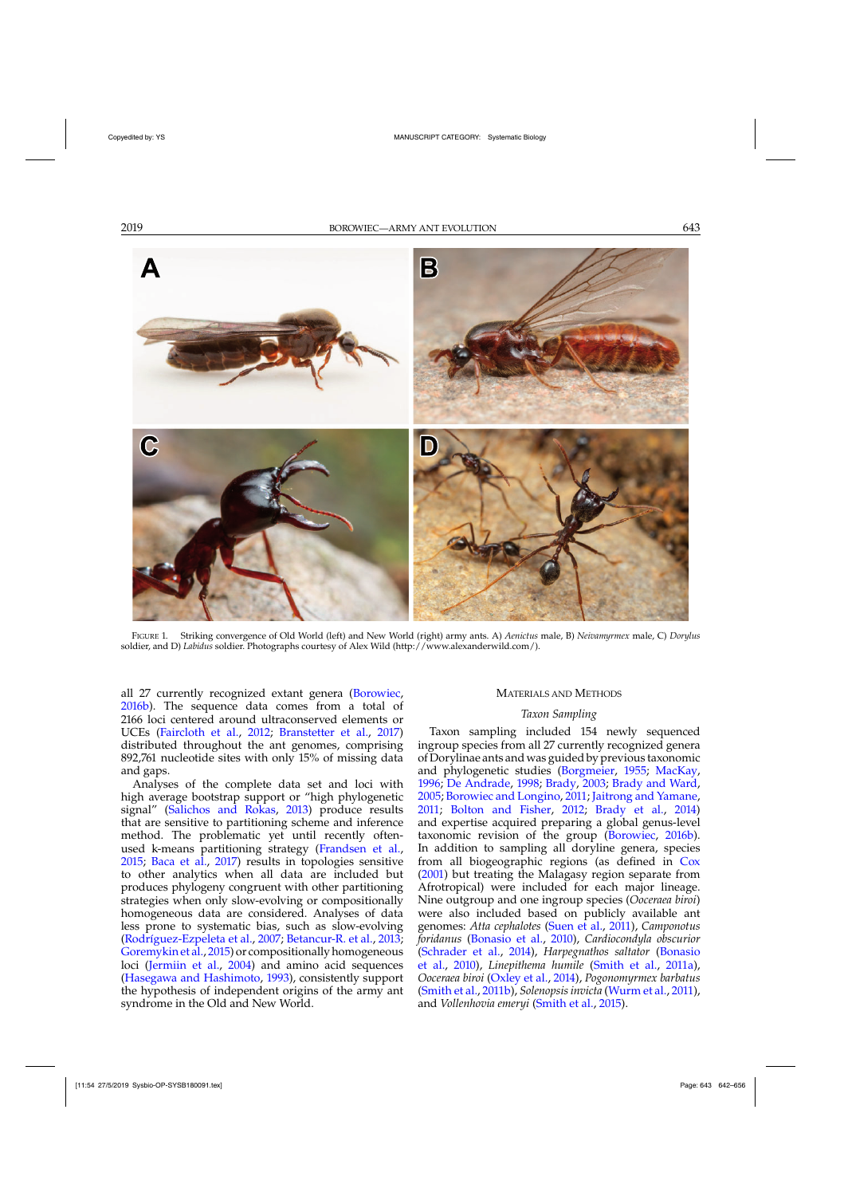Figure 1. Striking convergence of Old World (left) and New World (right) army ants. A) *Aenictus* male, B) *Neivamyrmex* male, C) *Dorylus* soldier, and D) *Labidus* soldier. Photographs courtesy of Alex Wild (http://www.alexanderwild.com/).

all 27 currently recognized extant genera (Borowiec, 2016b). The sequence data comes from a total of 2166 loci centered around ultraconserved elements or UCEs (Faircloth et al., 2012; Branstetter et al., 2017) distributed throughout the ant genomes, comprising 892,761 nucleotide sites with only 15% of missing data and gaps.

Analyses of the complete data set and loci with high average bootstrap support or "high phylogenetic signal" (Salichos and Rokas, 2013) produce results that are sensitive to partitioning scheme and inference method. The problematic yet until recently often-used k-means partitioning strategy (Frandsen et al., 2015; Baca et al., 2017) results in topologies sensitive to other analytics when all data are included but produces phylogeny congruent with other partitioning strategies when only slow-evolving or compositionally homogeneous data are considered. Analyses of data less prone to systematic bias, such as slow-evolving (Rodríguez-Ezpeleta et al., 2007; Betancur-R. et al., 2013; Goremykin et al., 2015) or compositionally homogeneous loci (Jermiin et al., 2004) and amino acid sequences (Hasegawa and Hashimoto, 1993), consistently support the hypothesis of independent origins of the army ant syndrome in the Old and New World.

## Materials and Methods

### Taxon Sampling

Taxon sampling included 154 newly sequenced ingroup species from all 27 currently recognized genera of Dorylinae ants and was guided by previous taxonomic and phylogenetic studies (Borgmeier, 1955; MacKay, 1996; De Andrade, 1998; Brady, 2003; Brady and Ward, 2005; Borowiec and Longino, 2011; Jaitrong and Yamane, 2011; Bolton and Fisher, 2012; Brady et al., 2014) and expertise acquired preparing a global genus-level taxonomic revision of the group (Borowiec, 2016b). In addition to sampling all doryline genera, species from all biogeographic regions (as defined in Cox (2001) but treating the Malagasy region separate from Afrotropical) were included for each major lineage. Nine outgroup and one ingroup species (*Ooceraea biroi*) were also included based on publicly available ant genomes: *Atta cephalotes* (Suen et al., 2011), *Camponotus floridanus* (Bonasio et al., 2010), *Cardiocondyla obscurior* (Schrader et al., 2014), *Harpegnathos saltator* (Bonasio et al., 2010), *Linepithema humile* (Smith et al., 2011a), *Ooceraea biroi* (Oxley et al., 2014), *Pogonomyrmex barbatus* (Smith et al., 2011b), *Solenopsis invicta* (Wurm et al., 2011), and *Vollenhovia emeryi* (Smith et al., 2015).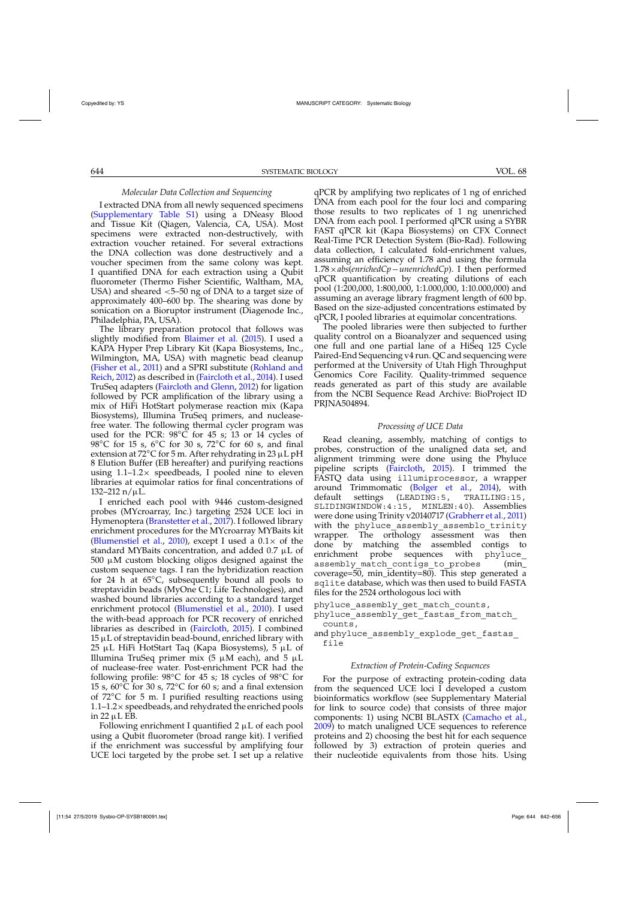### *Molecular Data Collection and Sequencing*

I extracted DNA from all newly sequenced specimens (Supplementary Table S1) using a DNeasy Blood and Tissue Kit (Qiagen, Valencia, CA, USA). Most specimens were extracted non-destructively, with extraction voucher retained. For several extractions the DNA collection was done destructively and a voucher specimen from the same colony was kept. I quantified DNA for each extraction using a Qubit fluorometer (Thermo Fisher Scientific, Waltham, MA, USA) and sheared <5–50 ng of DNA to a target size of approximately 400–600 bp. The shearing was done by sonication on a Bioruptor instrument (Diagenode Inc., Philadelphia, PA, USA).

The library preparation protocol that follows was slightly modified from Blaimer et al. (2015). I used a KAPA Hyper Prep Library Kit (Kapa Biosystems, Inc., Wilmington, MA, USA) with magnetic bead cleanup (Fisher et al., 2011) and a SPRI substitute (Rohland and Reich, 2012) as described in (Faircloth et al., 2014). I used TruSeq adapters (Faircloth and Glenn, 2012) for ligation followed by PCR amplification of the library using a mix of HiFi HotStart polymerase reaction mix (Kapa Biosystems), Illumina TruSeq primers, and nuclease-free water. The following thermal cycler program was used for the PCR: 98°C for 45 s; 13 or 14 cycles of 98°C for 15 s, 6°C for 30 s, 72°C for 60 s, and final extension at 72°C for 5 m. After rehydrating in 23 μL pH 8 Elution Buffer (EB hereafter) and purifying reactions using 1.1–1.2× speedbeads, I pooled nine to eleven libraries at equimolar ratios for final concentrations of 132–212 n/μL.

I enriched each pool with 9446 custom-designed probes (MYcroarray, Inc.) targeting 2524 UCE loci in Hymenoptera (Branstetter et al., 2017). I followed library enrichment procedures for the MYcroarray MYBaits kit (Blumenstiel et al., 2010), except I used a 0.1× of the standard MYBaits concentration, and added 0.7 μL of 500 μM custom blocking oligos designed against the custom sequence tags. I ran the hybridization reaction for 24 h at 65°C, subsequently bound all pools to streptavidin beads (MyOne C1; Life Technologies), and washed bound libraries according to a standard target enrichment protocol (Blumenstiel et al., 2010). I used the with-bead approach for PCR recovery of enriched libraries as described in (Faircloth, 2015). I combined 15 μL of streptavidin bead-bound, enriched library with 25 μL HiFi HotStart Taq (Kapa Biosystems), 5 μL of Illumina TruSeq primer mix (5 μM each), and 5 μL of nuclease-free water. Post-enrichment PCR had the following profile: 98°C for 45 s; 18 cycles of 98°C for 15 s, 60°C for 30 s, 72°C for 60 s; and a final extension of 72°C for 5 m. I purified resulting reactions using 1.1–1.2× speedbeads, and rehydrated the enriched pools in 22 μL EB.

Following enrichment I quantified 2 μL of each pool using a Qubit fluorometer (broad range kit). I verified if the enrichment was successful by amplifying four UCE loci targeted by the probe set. I set up a relative qPCR by amplifying two replicates of 1 ng of enriched DNA from each pool for the four loci and comparing those results to two replicates of 1 ng unenriched DNA from each pool. I performed qPCR using a SYBR FAST qPCR kit (Kapa Biosystems) on CFX Connect Real-Time PCR Detection System (Bio-Rad). Following data collection, I calculated fold-enrichment values, assuming an efficiency of 1.78 and using the formula $1.78 \times abs(enrichedCp - unenrichedCp)$. I then performed qPCR quantification by creating dilutions of each pool (1:200,000, 1:800,000, 1:1.000,000, 1:10.000,000) and assuming an average library fragment length of 600 bp. Based on the size-adjusted concentrations estimated by qPCR, I pooled libraries at equimolar concentrations.

The pooled libraries were then subjected to further quality control on a Bioanalyzer and sequenced using one full and one partial lane of a HiSeq 125 Cycle Paired-End Sequencing v4 run. QC and sequencing were performed at the University of Utah High Throughput Genomics Core Facility. Quality-trimmed sequence reads generated as part of this study are available from the NCBI Sequence Read Archive: BioProject ID PRJNA504894.

### *Processing of UCE Data*

Read cleaning, assembly, matching of contigs to probes, construction of the unaligned data set, and alignment trimming were done using the Phyluce pipeline scripts (Faircloth, 2015). I trimmed the FASTQ data using `illumiprocessor`, a wrapper around Trimmomatic (Bolger et al., 2014), with default settings (`LEADING:5, TRAILING:15, SLIDINGWINDOW:4:15, MINLEN:40`). Assemblies were done using Trinity v20140717 (Grabherr et al., 2011) with the `phyluce_assembly_assemblo_trinity` wrapper. The orthology assessment was then done by matching the assembled contigs to enrichment probe sequences with `phyluce_assembly_match_contigs_to_probes` (min_coverage=50, min_identity=80). This step generated a `sqlite` database, which was then used to build FASTA files for the 2524 orthologous loci with

`phyluce_assembly_get_match_counts`,
`phyluce_assembly_get_fastas_from_match_counts`,
and `phyluce_assembly_explode_get_fastas_file`

### *Extraction of Protein-Coding Sequences*

For the purpose of extracting protein-coding data from the sequenced UCE loci I developed a custom bioinformatics workflow (see Supplementary Material for link to source code) that consists of three major components: 1) using NCBI BLASTX (Camacho et al., 2009) to match unaligned UCE sequences to reference proteins and 2) choosing the best hit for each sequence followed by 3) extraction of protein queries and their nucleotide equivalents from those hits. Using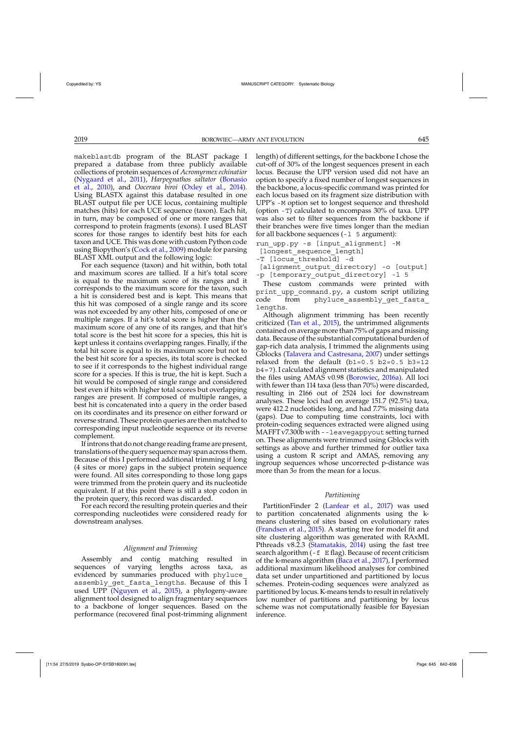makeblastdb program of the BLAST package I prepared a database from three publicly available collections of protein sequences of *Acromyrmex echinatior* (Nygaard et al., 2011), *Harpegnathos saltator* (Bonasio et al., 2010), and *Ooceraea biroi* (Oxley et al., 2014). Using BLASTX against this database resulted in one BLAST output file per UCE locus, containing multiple matches (hits) for each UCE sequence (taxon). Each hit, in turn, may be composed of one or more ranges that correspond to protein fragments (exons). I used BLAST scores for those ranges to identify best hits for each taxon and UCE. This was done with custom Python code using Biopython's (Cock et al., 2009) module for parsing BLAST XML output and the following logic:

For each sequence (taxon) and hit within, both total and maximum scores are tallied. If a hit's total score is equal to the maximum score of its ranges and it corresponds to the maximum score for the taxon, such a hit is considered best and is kept. This means that this hit was composed of a single range and its score was not exceeded by any other hits, composed of one or multiple ranges. If a hit's total score is higher than the maximum score of any one of its ranges, and that hit's total score is the best hit score for a species, this hit is kept unless it contains overlapping ranges. Finally, if the total hit score is equal to its maximum score but not to the best hit score for a species, its total score is checked to see if it corresponds to the highest individual range score for a species. If this is true, the hit is kept. Such a hit would be composed of single range and considered best even if hits with higher total scores but overlapping ranges are present. If composed of multiple ranges, a best hit is concatenated into a query in the order based on its coordinates and its presence on either forward or reverse strand. These protein queries are then matched to corresponding input nucleotide sequence or its reverse complement.

If introns that do not change reading frame are present, translations of the query sequence may span across them. Because of this I performed additional trimming if long (4 sites or more) gaps in the subject protein sequence were found. All sites corresponding to those long gaps were trimmed from the protein query and its nucleotide equivalent. If at this point there is still a stop codon in the protein query, this record was discarded.

For each record the resulting protein queries and their corresponding nucleotides were considered ready for downstream analyses.

### *Alignment and Trimming*

Assembly and contig matching resulted in sequences of varying lengths across taxa, as evidenced by summaries produced with phyluce_assembly_get_fasta_lengths. Because of this I used UPP (Nguyen et al., 2015), a phylogeny-aware alignment tool designed to align fragmentary sequences to a backbone of longer sequences. Based on the performance (recovered final post-trimming alignment length) of different settings, for the backbone I chose the cut-off of 30% of the longest sequences present in each locus. Because the UPP version used did not have an option to specify a fixed number of longest sequences in the backbone, a locus-specific command was printed for each locus based on its fragment size distribution with UPP's -M option set to longest sequence and threshold (option -T) calculated to encompass 30% of taxa. UPP was also set to filter sequences from the backbone if their branches were five times longer than the median for all backbone sequences (-l 5 argument):

```
run_upp.py -s [input_alignment] -M
 [longest_sequence_length]
-T [locus_threshold] -d
 [alignment_output_directory] -o [output]
-p [temporary_output_directory] -l 5
```

These custom commands were printed with print_upp_command.py, a custom script utilizing code from phyluce_assembly_get_fasta_lengths.

Although alignment trimming has been recently criticized (Tan et al., 2015), the untrimmed alignments contained on average more than 75% of gaps and missing data. Because of the substantial computational burden of gap-rich data analysis, I trimmed the alignments using Gblocks (Talavera and Castresana, 2007) under settings relaxed from the default (b1=0.5 b2=0.5 b3=12 b4=7). I calculated alignment statistics and manipulated the files using AMAS v0.98 (Borowiec, 2016a). All loci with fewer than 114 taxa (less than 70%) were discarded, resulting in 2166 out of 2524 loci for downstream analyses. These loci had on average 151.7 (92.5%) taxa, were 412.2 nucleotides long, and had 7.7% missing data (gaps). Due to computing time constraints, loci with protein-coding sequences extracted were aligned using MAFFT v7.300b with --leavegappyout setting turned on. These alignments were trimmed using Gblocks with settings as above and further trimmed for outlier taxa using a custom R script and AMAS, removing any ingroup sequences whose uncorrected p-distance was more than $3\sigma$ from the mean for a locus.

### *Partitioning*

PartitionFinder 2 (Lanfear et al., 2017) was used to partition concatenated alignments using the k-means clustering of sites based on evolutionary rates (Frandsen et al., 2015). A starting tree for model fit and site clustering algorithm was generated with RAxML Pthreads v8.2.3 (Stamatakis, 2014) using the fast tree search algorithm (-f E flag). Because of recent criticism of the k-means algorithm (Baca et al., 2017), I performed additional maximum likelihood analyses for combined data set under unpartitioned and partitioned by locus schemes. Protein-coding sequences were analyzed as partitioned by locus. K-means tends to result in relatively low number of partitions and partitioning by locus scheme was not computationally feasible for Bayesian inference.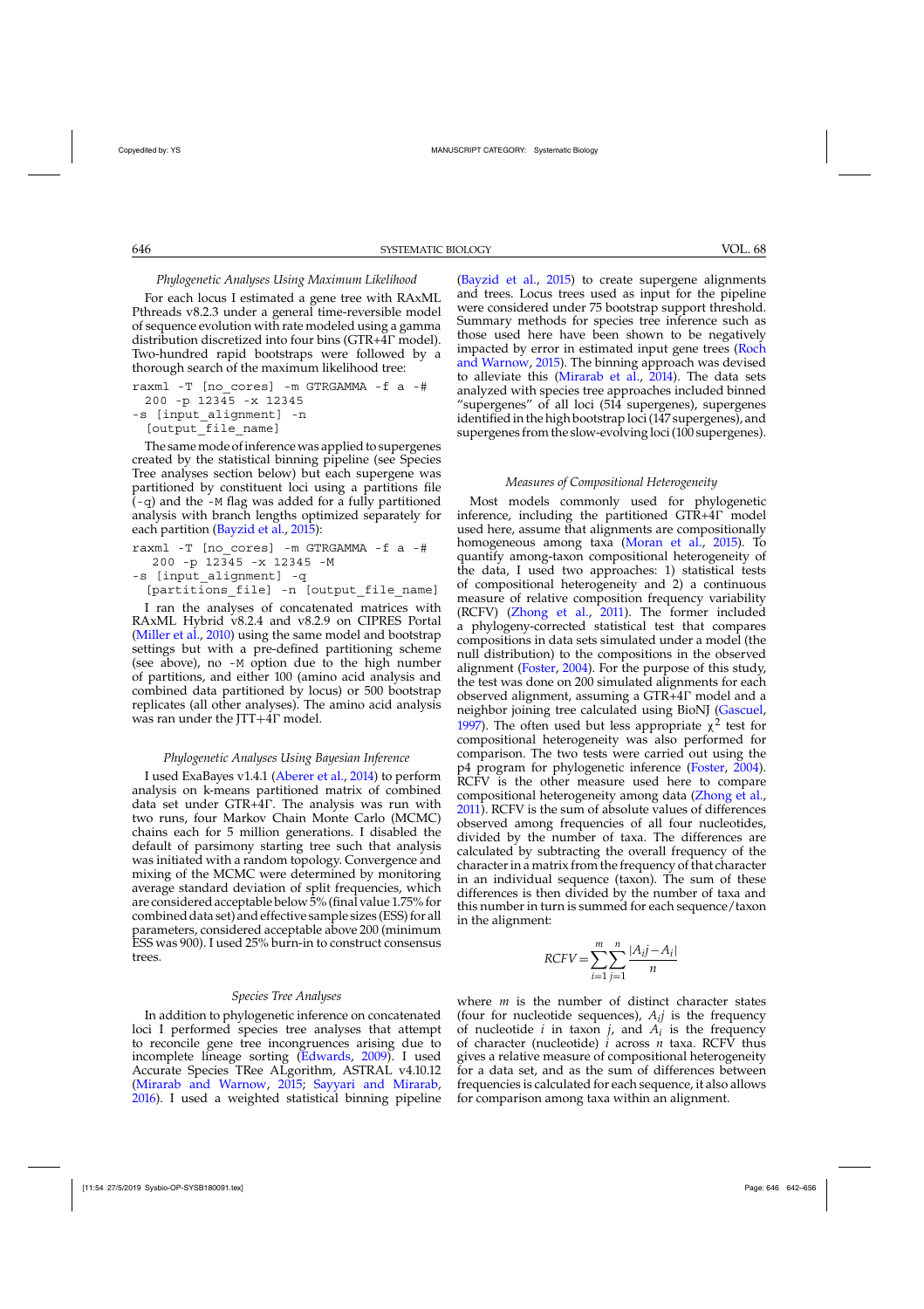### Phylogenetic Analyses Using Maximum Likelihood

For each locus I estimated a gene tree with RAxML Pthreads v8.2.3 under a general time-reversible model of sequence evolution with rate modeled using a gamma distribution discretized into four bins (GTR+4Γ model). Two-hundred rapid bootstraps were followed by a thorough search of the maximum likelihood tree:

```
raxml -T [no_cores] -m GTRGAMMA -f a -#
  200 -p 12345 -x 12345
-s [input_alignment] -n
  [output_file_name]
```

The same mode of inference was applied to supergenes created by the statistical binning pipeline (see Species Tree analyses section below) but each supergene was partitioned by constituent loci using a partitions file (-q) and the -M flag was added for a fully partitioned analysis with branch lengths optimized separately for each partition (Bayzid et al., 2015):

```
raxml -T [no_cores] -m GTRGAMMA -f a -#
   200 -p 12345 -x 12345 -M
-s [input_alignment] -q
  [partitions_file] -n [output_file_name]
```

I ran the analyses of concatenated matrices with RAxML Hybrid v8.2.4 and v8.2.9 on CIPRES Portal (Miller et al., 2010) using the same model and bootstrap settings but with a pre-defined partitioning scheme (see above), no -M option due to the high number of partitions, and either 100 (amino acid analysis and combined data partitioned by locus) or 500 bootstrap replicates (all other analyses). The amino acid analysis was ran under the JTT+4Γ model.

### Phylogenetic Analyses Using Bayesian Inference

I used ExaBayes v1.4.1 (Aberer et al., 2014) to perform analysis on k-means partitioned matrix of combined data set under GTR+4Γ. The analysis was run with two runs, four Markov Chain Monte Carlo (MCMC) chains each for 5 million generations. I disabled the default of parsimony starting tree such that analysis was initiated with a random topology. Convergence and mixing of the MCMC were determined by monitoring average standard deviation of split frequencies, which are considered acceptable below 5% (final value 1.75% for combined data set) and effective sample sizes (ESS) for all parameters, considered acceptable above 200 (minimum ESS was 900). I used 25% burn-in to construct consensus trees.

### Species Tree Analyses

In addition to phylogenetic inference on concatenated loci I performed species tree analyses that attempt to reconcile gene tree incongruences arising due to incomplete lineage sorting (Edwards, 2009). I used Accurate Species TRee ALgorithm, ASTRAL v4.10.12 (Mirarab and Warnow, 2015; Sayyari and Mirarab, 2016). I used a weighted statistical binning pipeline (Bayzid et al., 2015) to create supergene alignments and trees. Locus trees used as input for the pipeline were considered under 75 bootstrap support threshold. Summary methods for species tree inference such as those used here have been shown to be negatively impacted by error in estimated input gene trees (Roch and Warnow, 2015). The binning approach was devised to alleviate this (Mirarab et al., 2014). The data sets analyzed with species tree approaches included binned "supergenes" of all loci (514 supergenes), supergenes identified in the high bootstrap loci (147 supergenes), and supergenes from the slow-evolving loci (100 supergenes).

### Measures of Compositional Heterogeneity

Most models commonly used for phylogenetic inference, including the partitioned GTR+4Γ model used here, assume that alignments are compositionally homogeneous among taxa (Moran et al., 2015). To quantify among-taxon compositional heterogeneity of the data, I used two approaches: 1) statistical tests of compositional heterogeneity and 2) a continuous measure of relative composition frequency variability (RCFV) (Zhong et al., 2011). The former included a phylogeny-corrected statistical test that compares compositions in data sets simulated under a model (the null distribution) to the compositions in the observed alignment (Foster, 2004). For the purpose of this study, the test was done on 200 simulated alignments for each observed alignment, assuming a GTR+4Γ model and a neighbor joining tree calculated using BioNJ (Gascuel, 1997). The often used but less appropriate $\chi^2$ test for compositional heterogeneity was also performed for comparison. The two tests were carried out using the p4 program for phylogenetic inference (Foster, 2004). RCFV is the other measure used here to compare compositional heterogeneity among data (Zhong et al., 2011). RCFV is the sum of absolute values of differences observed among frequencies of all four nucleotides, divided by the number of taxa. The differences are calculated by subtracting the overall frequency of the character in a matrix from the frequency of that character in an individual sequence (taxon). The sum of these differences is then divided by the number of taxa and this number in turn is summed for each sequence/taxon in the alignment:

$$RCFV = \sum_{i=1}^{m}\sum_{j=1}^{n}\frac{|A_ij - A_i|}{n}$$

where $m$ is the number of distinct character states (four for nucleotide sequences), $A_ij$ is the frequency of nucleotide $i$ in taxon $j$, and $A_i$ is the frequency of character (nucleotide) $i$ across $n$ taxa. RCFV thus gives a relative measure of compositional heterogeneity for a data set, and as the sum of differences between frequencies is calculated for each sequence, it also allows for comparison among taxa within an alignment.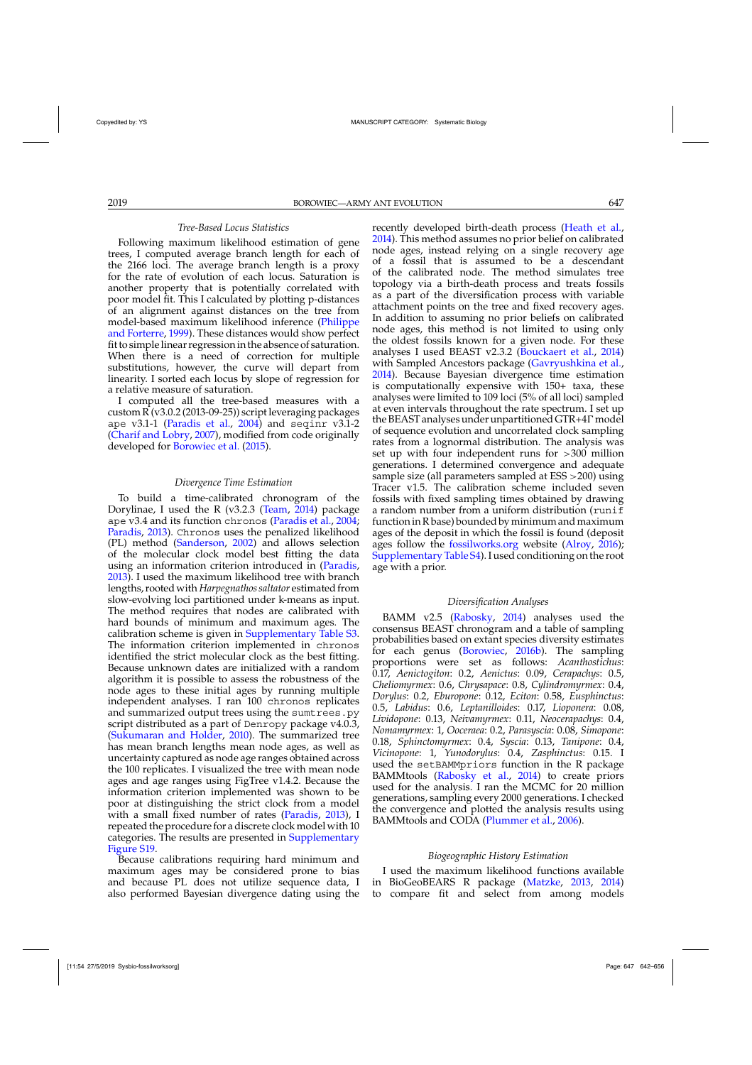### Tree-Based Locus Statistics

Following maximum likelihood estimation of gene trees, I computed average branch length for each of the 2166 loci. The average branch length is a proxy for the rate of evolution of each locus. Saturation is another property that is potentially correlated with poor model fit. This I calculated by plotting p-distances of an alignment against distances on the tree from model-based maximum likelihood inference (Philippe and Forterre, 1999). These distances would show perfect fit to simple linear regression in the absence of saturation. When there is a need of correction for multiple substitutions, however, the curve will depart from linearity. I sorted each locus by slope of regression for a relative measure of saturation.

I computed all the tree-based measures with a custom R (v3.0.2 (2013-09-25)) script leveraging packages ape v3.1-1 (Paradis et al., 2004) and seqinr v3.1-2 (Charif and Lobry, 2007), modified from code originally developed for Borowiec et al. (2015).

### Divergence Time Estimation

To build a time-calibrated chronogram of the Dorylinae, I used the R (v3.2.3 (Team, 2014) package ape v3.4 and its function chronos (Paradis et al., 2004; Paradis, 2013). Chronos uses the penalized likelihood (PL) method (Sanderson, 2002) and allows selection of the molecular clock model best fitting the data using an information criterion introduced in (Paradis, 2013). I used the maximum likelihood tree with branch lengths, rooted with *Harpegnathos saltator* estimated from slow-evolving loci partitioned under k-means as input. The method requires that nodes are calibrated with hard bounds of minimum and maximum ages. The calibration scheme is given in Supplementary Table S3. The information criterion implemented in chronos identified the strict molecular clock as the best fitting. Because unknown dates are initialized with a random algorithm it is possible to assess the robustness of the node ages to these initial ages by running multiple independent analyses. I ran 100 chronos replicates and summarized output trees using the sumtrees.py script distributed as a part of Denropy package v4.0.3, (Sukumaran and Holder, 2010). The summarized tree has mean branch lengths mean node ages, as well as uncertainty captured as node age ranges obtained across the 100 replicates. I visualized the tree with mean node ages and age ranges using FigTree v1.4.2. Because the information criterion implemented was shown to be poor at distinguishing the strict clock from a model with a small fixed number of rates (Paradis, 2013), I repeated the procedure for a discrete clock model with 10 categories. The results are presented in Supplementary Figure S19.

Because calibrations requiring hard minimum and maximum ages may be considered prone to bias and because PL does not utilize sequence data, I also performed Bayesian divergence dating using the recently developed birth-death process (Heath et al., 2014). This method assumes no prior belief on calibrated node ages, instead relying on a single recovery age of a fossil that is assumed to be a descendant of the calibrated node. The method simulates tree topology via a birth-death process and treats fossils as a part of the diversification process with variable attachment points on the tree and fixed recovery ages. In addition to assuming no prior beliefs on calibrated node ages, this method is not limited to using only the oldest fossils known for a given node. For these analyses I used BEAST v2.3.2 (Bouckaert et al., 2014) with Sampled Ancestors package (Gavryushkina et al., 2014). Because Bayesian divergence time estimation is computationally expensive with 150+ taxa, these analyses were limited to 109 loci (5% of all loci) sampled at even intervals throughout the rate spectrum. I set up the BEAST analyses under unpartitioned GTR+4Γ model of sequence evolution and uncorrelated clock sampling rates from a lognormal distribution. The analysis was set up with four independent runs for >300 million generations. I determined convergence and adequate sample size (all parameters sampled at ESS >200) using Tracer v1.5. The calibration scheme included seven fossils with fixed sampling times obtained by drawing a random number from a uniform distribution (runif function in R base) bounded by minimum and maximum ages of the deposit in which the fossil is found (deposit ages follow the fossilworks.org website (Alroy, 2016); Supplementary Table S4). I used conditioning on the root age with a prior.

### Diversification Analyses

BAMM v2.5 (Rabosky, 2014) analyses used the consensus BEAST chronogram and a table of sampling probabilities based on extant species diversity estimates for each genus (Borowiec, 2016b). The sampling proportions were set as follows: *Acanthostichus*: 0.17, *Aenictogiton*: 0.2, *Aenictus*: 0.09, *Cerapachys*: 0.5, *Cheliomyrmex*: 0.6, *Chrysapace*: 0.8, *Cylindromyrmex*: 0.4, *Dorylus*: 0.2, *Eburopone*: 0.12, *Eciton*: 0.58, *Eusphinctus*: 0.5, *Labidus*: 0.6, *Leptanilloides*: 0.17, *Lioponera*: 0.08, *Lividopone*: 0.13, *Neivamyrmex*: 0.11, *Neocerapachys*: 0.4, *Nomamyrmex*: 1, *Ooceraea*: 0.2, *Parasyscia*: 0.08, *Simopone*: 0.18, *Sphinctomyrmex*: 0.4, *Syscia*: 0.13, *Tanipone*: 0.4, *Vicinopone*: 1, *Yunodorylus*: 0.4, *Zasphinctus*: 0.15. I used the setBAMMpriors function in the R package BAMMtools (Rabosky et al., 2014) to create priors used for the analysis. I ran the MCMC for 20 million generations, sampling every 2000 generations. I checked the convergence and plotted the analysis results using BAMMtools and CODA (Plummer et al., 2006).

### Biogeographic History Estimation

I used the maximum likelihood functions available in BioGeoBEARS R package (Matzke, 2013, 2014) to compare fit and select from among models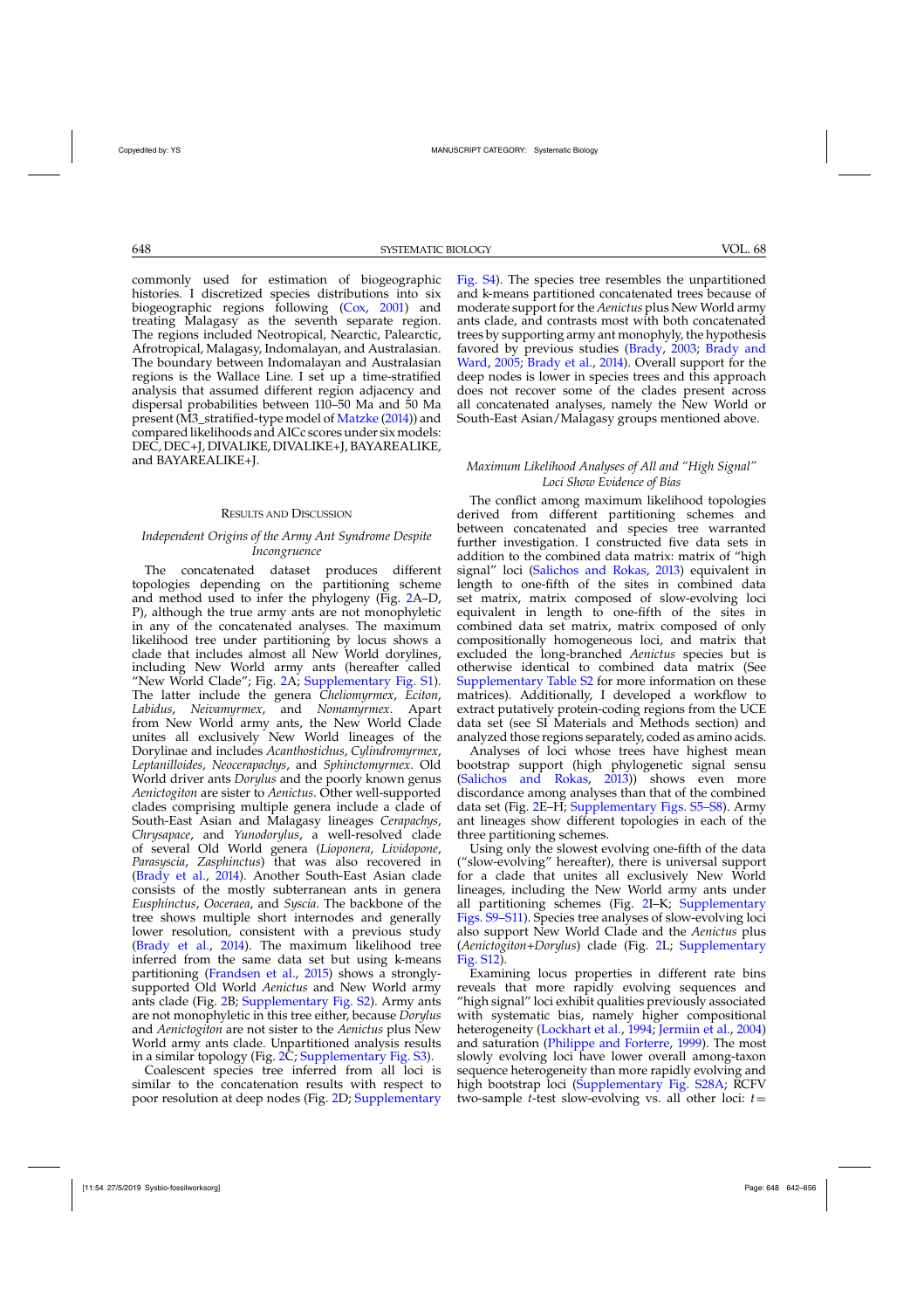commonly used for estimation of biogeographic histories. I discretized species distributions into six biogeographic regions following (Cox, 2001) and treating Malagasy as the seventh separate region. The regions included Neotropical, Nearctic, Palearctic, Afrotropical, Malagasy, Indomalayan, and Australasian. The boundary between Indomalayan and Australasian regions is the Wallace Line. I set up a time-stratified analysis that assumed different region adjacency and dispersal probabilities between 110–50 Ma and 50 Ma present (M3_stratified-type model of Matzke (2014)) and compared likelihoods and AICc scores under six models: DEC, DEC+J, DIVALIKE, DIVALIKE+J, BAYAREALIKE, and BAYAREALIKE+J.

## Results and Discussion

### *Independent Origins of the Army Ant Syndrome Despite Incongruence*

The concatenated dataset produces different topologies depending on the partitioning scheme and method used to infer the phylogeny (Fig. 2A–D, P), although the true army ants are not monophyletic in any of the concatenated analyses. The maximum likelihood tree under partitioning by locus shows a clade that includes almost all New World dorylines, including New World army ants (hereafter called "New World Clade"; Fig. 2A; Supplementary Fig. S1). The latter include the genera *Cheliomyrmex*, *Eciton*, *Labidus*, *Neivamyrmex*, and *Nomamyrmex*. Apart from New World army ants, the New World Clade unites all exclusively New World lineages of the Dorylinae and includes *Acanthostichus*, *Cylindromyrmex*, *Leptanilloides*, *Neocerapachys*, and *Sphinctomyrmex*. Old World driver ants *Dorylus* and the poorly known genus *Aenictogiton* are sister to *Aenictus*. Other well-supported clades comprising multiple genera include a clade of South-East Asian and Malagasy lineages *Cerapachys*, *Chrysapace*, and *Yunodorylus*, a well-resolved clade of several Old World genera (*Lioponera*, *Lividopone*, *Parasyscia*, *Zasphinctus*) that was also recovered in (Brady et al., 2014). Another South-East Asian clade consists of the mostly subterranean ants in genera *Eusphinctus*, *Ooceraea*, and *Syscia*. The backbone of the tree shows multiple short internodes and generally lower resolution, consistent with a previous study (Brady et al., 2014). The maximum likelihood tree inferred from the same data set but using k-means partitioning (Frandsen et al., 2015) shows a strongly-supported Old World *Aenictus* and New World army ants clade (Fig. 2B; Supplementary Fig. S2). Army ants are not monophyletic in this tree either, because *Dorylus* and *Aenictogiton* are not sister to the *Aenictus* plus New World army ants clade. Unpartitioned analysis results in a similar topology (Fig. 2C; Supplementary Fig. S3).

Coalescent species tree inferred from all loci is similar to the concatenation results with respect to poor resolution at deep nodes (Fig. 2D; Supplementary Fig. S4). The species tree resembles the unpartitioned and k-means partitioned concatenated trees because of moderate support for the *Aenictus* plus New World army ants clade, and contrasts most with both concatenated trees by supporting army ant monophyly, the hypothesis favored by previous studies (Brady, 2003; Brady and Ward, 2005; Brady et al., 2014). Overall support for the deep nodes is lower in species trees and this approach does not recover some of the clades present across all concatenated analyses, namely the New World or South-East Asian/Malagasy groups mentioned above.

### *Maximum Likelihood Analyses of All and "High Signal" Loci Show Evidence of Bias*

The conflict among maximum likelihood topologies derived from different partitioning schemes and between concatenated and species tree warranted further investigation. I constructed five data sets in addition to the combined data matrix: matrix of "high signal" loci (Salichos and Rokas, 2013) equivalent in length to one-fifth of the sites in combined data set matrix, matrix composed of slow-evolving loci equivalent in length to one-fifth of the sites in combined data set matrix, matrix composed of only compositionally homogeneous loci, and matrix that excluded the long-branched *Aenictus* species but is otherwise identical to combined data matrix (See Supplementary Table S2 for more information on these matrices). Additionally, I developed a workflow to extract putatively protein-coding regions from the UCE data set (see SI Materials and Methods section) and analyzed those regions separately, coded as amino acids.

Analyses of loci whose trees have highest mean bootstrap support (high phylogenetic signal sensu (Salichos and Rokas, 2013)) shows even more discordance among analyses than that of the combined data set (Fig. 2E–H; Supplementary Figs. S5–S8). Army ant lineages show different topologies in each of the three partitioning schemes.

Using only the slowest evolving one-fifth of the data ("slow-evolving" hereafter), there is universal support for a clade that unites all exclusively New World lineages, including the New World army ants under all partitioning schemes (Fig. 2I–K; Supplementary Figs. S9–S11). Species tree analyses of slow-evolving loci also support New World Clade and the *Aenictus* plus (*Aenictogiton*+*Dorylus*) clade (Fig. 2L; Supplementary Fig. S12).

Examining locus properties in different rate bins reveals that more rapidly evolving sequences and "high signal" loci exhibit qualities previously associated with systematic bias, namely higher compositional heterogeneity (Lockhart et al., 1994; Jermiin et al., 2004) and saturation (Philippe and Forterre, 1999). The most slowly evolving loci have lower overall among-taxon sequence heterogeneity than more rapidly evolving and high bootstrap loci (Supplementary Fig. S28A; RCFV two-sample $t$-test slow-evolving vs. all other loci: $t=$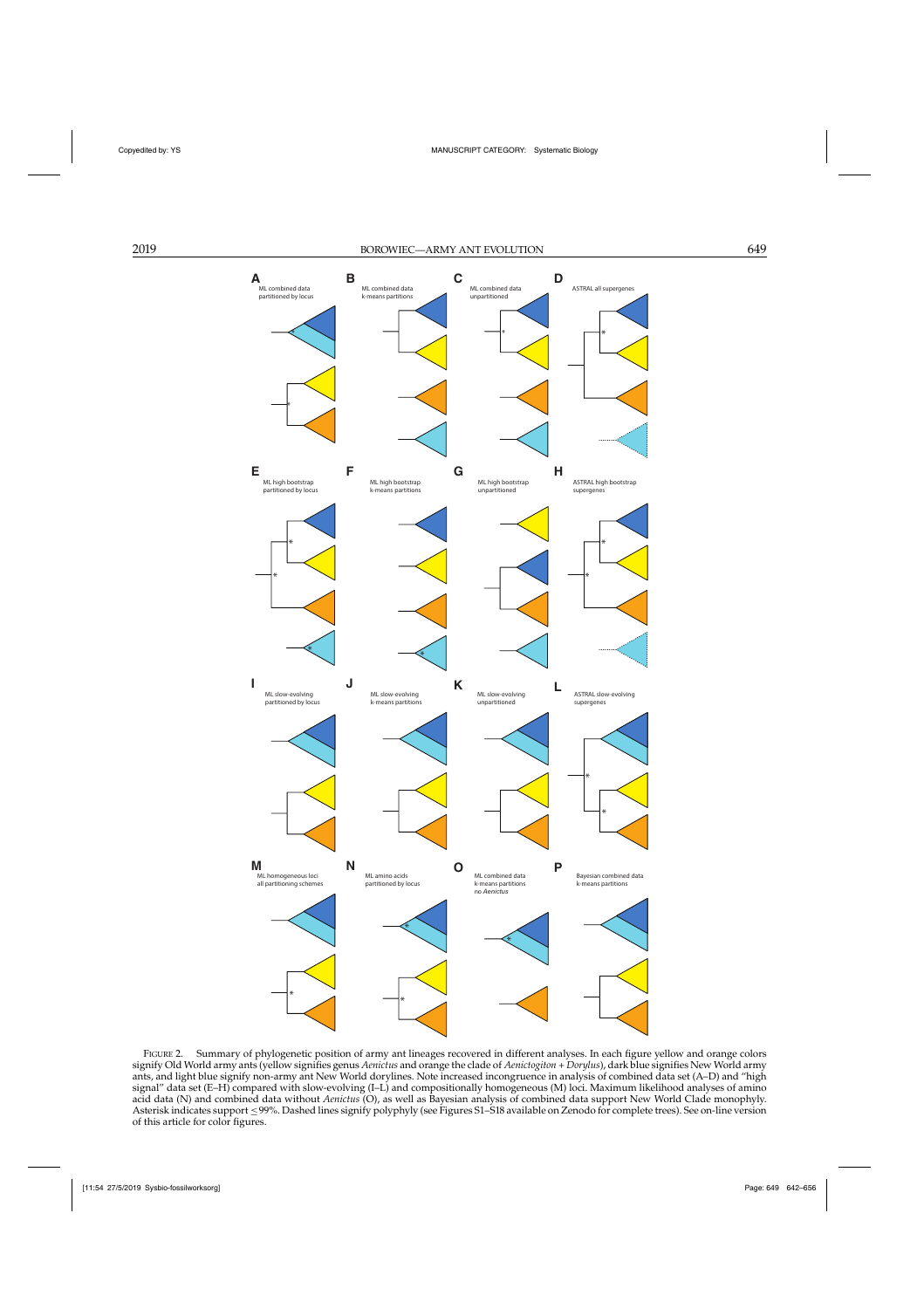**A** ML combined data partitioned by locus

**B** ML combined data k-means partitions

**C** ML combined data unpartitioned

**D** ASTRAL all supergenes

**E** ML high bootstrap partitioned by locus

**F** ML high bootstrap k-means partitions

**G** ML high bootstrap unpartitioned

**H** ASTRAL high bootstrap supergenes

**I** ML slow-evolving partitioned by locus

**J** ML slow-evolving k-means partitions

**K** ML slow-evolving unpartitioned

**L** ASTRAL slow-evolving supergenes

**M** ML homogeneous loci all partitioning schemes

**N** ML amino acids partitioned by locus

**O** ML combined data k-means partitions no *Aenictus*

**P** Bayesian combined data k-means partitions

FIGURE 2. Summary of phylogenetic position of army ant lineages recovered in different analyses. In each figure yellow and orange colors signify Old World army ants (yellow signifies genus *Aenictus* and orange the clade of *Aenictogiton* + *Dorylus*), dark blue signifies New World army ants, and light blue signify non-army ant New World dorylines. Note increased incongruence in analysis of combined data set (A–D) and "high signal" data set (E–H) compared with slow-evolving (I–L) and compositionally homogeneous (M) loci. Maximum likelihood analyses of amino acid data (N) and combined data without *Aenictus* (O), as well as Bayesian analysis of combined data support New World Clade monophyly. Asterisk indicates support ≤99%. Dashed lines signify polyphyly (see Figures S1–S18 available on Zenodo for complete trees). See on-line version of this article for color figures.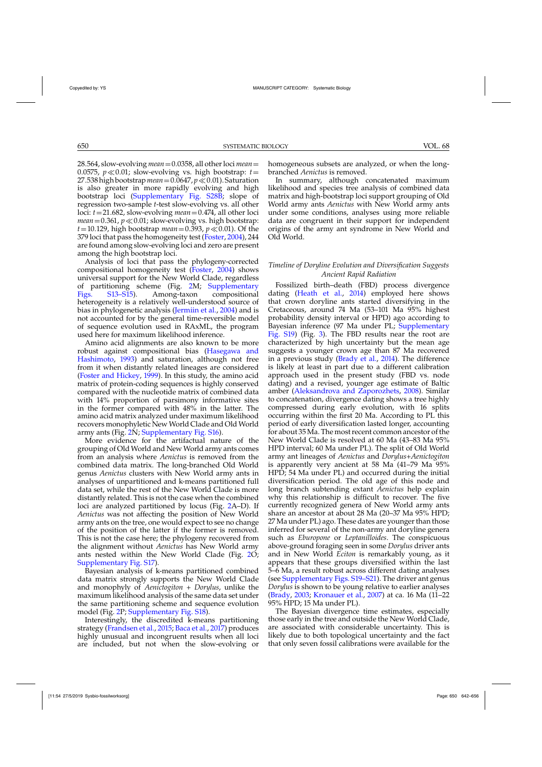28.564, slow-evolving $mean = 0.0358$, all other loci $mean = 0.0575$, $p \ll 0.01$; slow-evolving vs. high bootstrap: $t = 27.538$ high bootstrap $mean = 0.0647$, $p \ll 0.01$). Saturation is also greater in more rapidly evolving and high bootstrap loci (Supplementary Fig. S28B; slope of regression two-sample *t*-test slow-evolving vs. all other loci: $t = 21.682$, slow-evolving $mean = 0.474$, all other loci $mean = 0.361$, $p \ll 0.01$; slow-evolving vs. high bootstrap: $t = 10.129$, high bootstrap $mean = 0.393$, $p \ll 0.01$). Of the 379 loci that pass the homogeneity test (Foster, 2004), 244 are found among slow-evolving loci and zero are present among the high bootstrap loci.

Analysis of loci that pass the phylogeny-corrected compositional homogeneity test (Foster, 2004) shows universal support for the New World Clade, regardless of partitioning scheme (Fig. 2M; Supplementary Figs. S13–S15). Among-taxon compositional heterogeneity is a relatively well-understood source of bias in phylogenetic analysis (Jermiin et al., 2004) and is not accounted for by the general time-reversible model of sequence evolution used in RAxML, the program used here for maximum likelihood inference.

Amino acid alignments are also known to be more robust against compositional bias (Hasegawa and Hashimoto, 1993) and saturation, although not free from it when distantly related lineages are considered (Foster and Hickey, 1999). In this study, the amino acid matrix of protein-coding sequences is highly conserved compared with the nucleotide matrix of combined data with 14% proportion of parsimony informative sites in the former compared with 48% in the latter. The amino acid matrix analyzed under maximum likelihood recovers monophyletic New World Clade and Old World army ants (Fig. 2N; Supplementary Fig. S16).

More evidence for the artifactual nature of the grouping of Old World and New World army ants comes from an analysis where *Aenictus* is removed from the combined data matrix. The long-branched Old World genus *Aenictus* clusters with New World army ants in analyses of unpartitioned and k-means partitioned full data set, while the rest of the New World Clade is more distantly related. This is not the case when the combined loci are analyzed partitioned by locus (Fig. 2A–D). If *Aenictus* was not affecting the position of New World army ants on the tree, one would expect to see no change of the position of the latter if the former is removed. This is not the case here; the phylogeny recovered from the alignment without *Aenictus* has New World army ants nested within the New World Clade (Fig. 2O; Supplementary Fig. S17).

Bayesian analysis of k-means partitioned combined data matrix strongly supports the New World Clade and monophyly of *Aenictogiton* + *Dorylus*, unlike the maximum likelihood analysis of the same data set under the same partitioning scheme and sequence evolution model (Fig. 2P; Supplementary Fig. S18).

Interestingly, the discredited k-means partitioning strategy (Frandsen et al., 2015; Baca et al., 2017) produces highly unusual and incongruent results when all loci are included, but not when the slow-evolving or homogeneous subsets are analyzed, or when the long-branched *Aenictus* is removed.

In summary, although concatenated maximum likelihood and species tree analysis of combined data matrix and high-bootstrap loci support grouping of Old World army ants *Aenictus* with New World army ants under some conditions, analyses using more reliable data are congruent in their support for independent origins of the army ant syndrome in New World and Old World.

### *Timeline of Doryline Evolution and Diversification Suggests Ancient Rapid Radiation*

Fossilized birth–death (FBD) process divergence dating (Heath et al., 2014) employed here shows that crown doryline ants started diversifying in the Cretaceous, around 74 Ma (53–101 Ma 95% highest probability density interval or HPD) ago according to Bayesian inference (97 Ma under PL; Supplementary Fig. S19) (Fig. 3). The FBD results near the root are characterized by high uncertainty but the mean age suggests a younger crown age than 87 Ma recovered in a previous study (Brady et al., 2014). The difference is likely at least in part due to a different calibration approach used in the present study (FBD vs. node dating) and a revised, younger age estimate of Baltic amber (Aleksandrova and Zaporozhets, 2008). Similar to concatenation, divergence dating shows a tree highly compressed during early evolution, with 16 splits occurring within the first 20 Ma. According to PL this period of early diversification lasted longer, accounting for about 35 Ma. The most recent common ancestor of the New World Clade is resolved at 60 Ma (43–83 Ma 95% HPD interval; 60 Ma under PL). The split of Old World army ant lineages of *Aenictus* and *Dorylus*+*Aenictogiton* is apparently very ancient at 58 Ma (41–79 Ma 95% HPD; 54 Ma under PL) and occurred during the initial diversification period. The old age of this node and long branch subtending extant *Aenictus* help explain why this relationship is difficult to recover. The five currently recognized genera of New World army ants share an ancestor at about 28 Ma (20–37 Ma 95% HPD; 27 Ma under PL) ago. These dates are younger than those inferred for several of the non-army ant doryline genera such as *Eburopone* or *Leptanilloides*. The conspicuous above-ground foraging seen in some *Dorylus* driver ants and in New World *Eciton* is remarkably young, as it appears that these groups diversified within the last 5–6 Ma, a result robust across different dating analyses (see Supplementary Figs. S19–S21). The driver ant genus *Dorylus* is shown to be young relative to earlier analyses (Brady, 2003; Kronauer et al., 2007) at ca. 16 Ma (11–22 95% HPD; 15 Ma under PL).

The Bayesian divergence time estimates, especially those early in the tree and outside the New World Clade, are associated with considerable uncertainty. This is likely due to both topological uncertainty and the fact that only seven fossil calibrations were available for the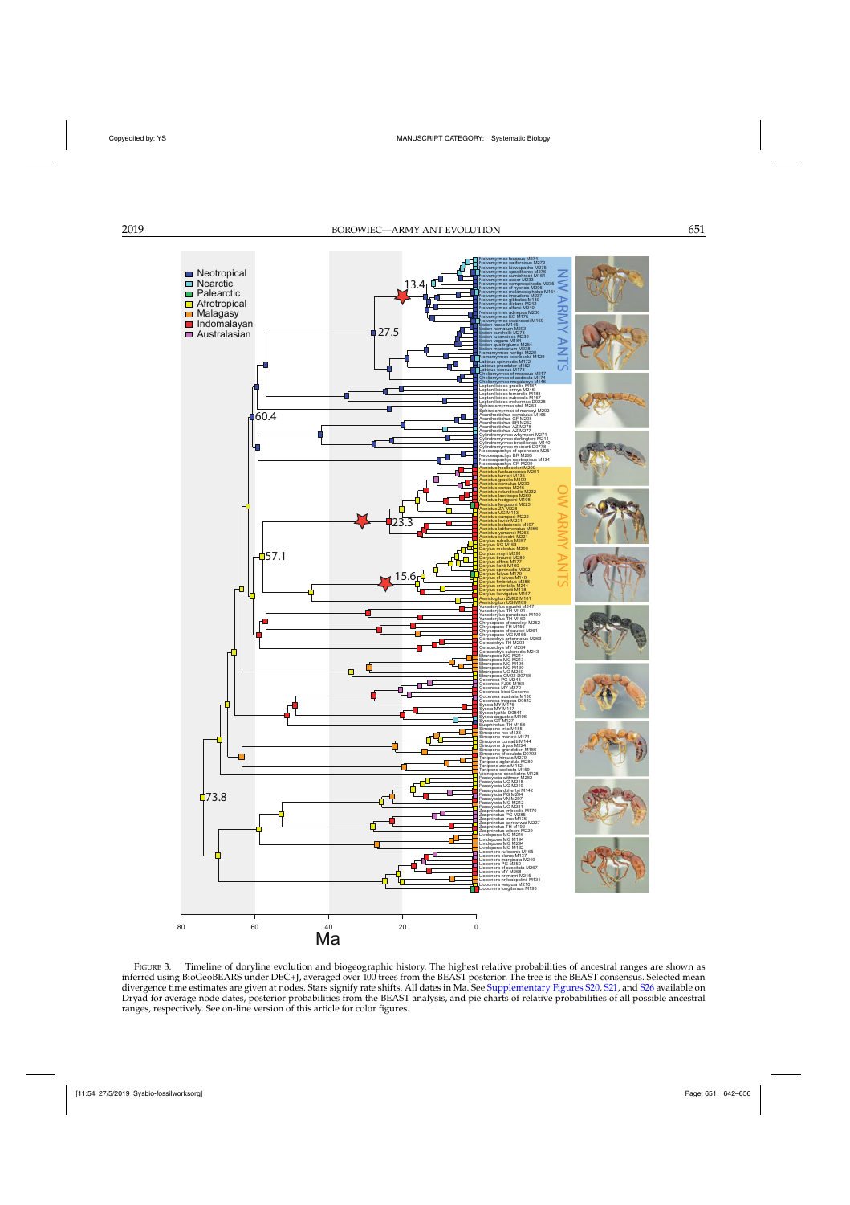Figure 3. Timeline of doryline evolution and biogeographic history. The highest relative probabilities of ancestral ranges are shown as inferred using BioGeoBEARS under DEC+J, averaged over 100 trees from the BEAST posterior. The tree is the BEAST consensus. Selected mean divergence time estimates are given at nodes. Stars signify rate shifts. All dates in Ma. See Supplementary Figures S20, S21, and S26 available on Dryad for average node dates, posterior probabilities from the BEAST analysis, and pie charts of relative probabilities of all possible ancestral ranges, respectively. See on-line version of this article for color figures.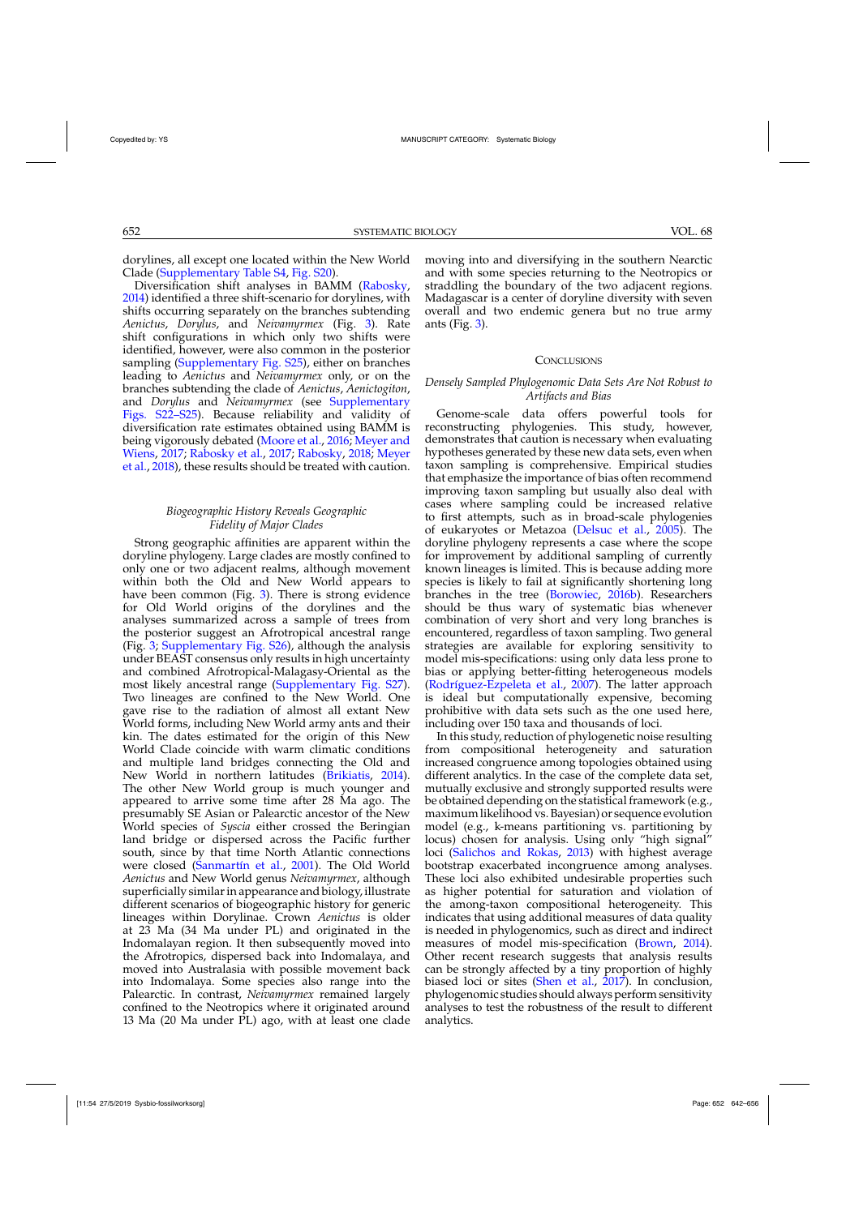dorylines, all except one located within the New World Clade (Supplementary Table S4, Fig. S20).

Diversification shift analyses in BAMM (Rabosky, 2014) identified a three shift-scenario for dorylines, with shifts occurring separately on the branches subtending *Aenictus*, *Dorylus*, and *Neivamyrmex* (Fig. 3). Rate shift configurations in which only two shifts were identified, however, were also common in the posterior sampling (Supplementary Fig. S25), either on branches leading to *Aenictus* and *Neivamyrmex* only, or on the branches subtending the clade of *Aenictus*, *Aenictogiton*, and *Dorylus* and *Neivamyrmex* (see Supplementary Figs. S22–S25). Because reliability and validity of diversification rate estimates obtained using BAMM is being vigorously debated (Moore et al., 2016; Meyer and Wiens, 2017; Rabosky et al., 2017; Rabosky, 2018; Meyer et al., 2018), these results should be treated with caution.

### *Biogeographic History Reveals Geographic Fidelity of Major Clades*

Strong geographic affinities are apparent within the doryline phylogeny. Large clades are mostly confined to only one or two adjacent realms, although movement within both the Old and New World appears to have been common (Fig. 3). There is strong evidence for Old World origins of the dorylines and the analyses summarized across a sample of trees from the posterior suggest an Afrotropical ancestral range (Fig. 3; Supplementary Fig. S26), although the analysis under BEAST consensus only results in high uncertainty and combined Afrotropical-Malagasy-Oriental as the most likely ancestral range (Supplementary Fig. S27). Two lineages are confined to the New World. One gave rise to the radiation of almost all extant New World forms, including New World army ants and their kin. The dates estimated for the origin of this New World Clade coincide with warm climatic conditions and multiple land bridges connecting the Old and New World in northern latitudes (Brikiatis, 2014). The other New World group is much younger and appeared to arrive some time after 28 Ma ago. The presumably SE Asian or Palearctic ancestor of the New World species of *Syscia* either crossed the Beringian land bridge or dispersed across the Pacific further south, since by that time North Atlantic connections were closed (Sanmartín et al., 2001). The Old World *Aenictus* and New World genus *Neivamyrmex*, although superficially similar in appearance and biology, illustrate different scenarios of biogeographic history for generic lineages within Dorylinae. Crown *Aenictus* is older at 23 Ma (34 Ma under PL) and originated in the Indomalayan region. It then subsequently moved into the Afrotropics, dispersed back into Indomalaya, and moved into Australasia with possible movement back into Indomalaya. Some species also range into the Palearctic. In contrast, *Neivamyrmex* remained largely confined to the Neotropics where it originated around 13 Ma (20 Ma under PL) ago, with at least one clade moving into and diversifying in the southern Nearctic and with some species returning to the Neotropics or straddling the boundary of the two adjacent regions. Madagascar is a center of doryline diversity with seven overall and two endemic genera but no true army ants (Fig. 3).

## Conclusions

### *Densely Sampled Phylogenomic Data Sets Are Not Robust to Artifacts and Bias*

Genome-scale data offers powerful tools for reconstructing phylogenies. This study, however, demonstrates that caution is necessary when evaluating hypotheses generated by these new data sets, even when taxon sampling is comprehensive. Empirical studies that emphasize the importance of bias often recommend improving taxon sampling but usually also deal with cases where sampling could be increased relative to first attempts, such as in broad-scale phylogenies of eukaryotes or Metazoa (Delsuc et al., 2005). The doryline phylogeny represents a case where the scope for improvement by additional sampling of currently known lineages is limited. This is because adding more species is likely to fail at significantly shortening long branches in the tree (Borowiec, 2016b). Researchers should be thus wary of systematic bias whenever combination of very short and very long branches is encountered, regardless of taxon sampling. Two general strategies are available for exploring sensitivity to model mis-specifications: using only data less prone to bias or applying better-fitting heterogeneous models (Rodríguez-Ezpeleta et al., 2007). The latter approach is ideal but computationally expensive, becoming prohibitive with data sets such as the one used here, including over 150 taxa and thousands of loci.

In this study, reduction of phylogenetic noise resulting from compositional heterogeneity and saturation increased congruence among topologies obtained using different analytics. In the case of the complete data set, mutually exclusive and strongly supported results were be obtained depending on the statistical framework (e.g., maximum likelihood vs. Bayesian) or sequence evolution model (e.g., k-means partitioning vs. partitioning by locus) chosen for analysis. Using only "high signal" loci (Salichos and Rokas, 2013) with highest average bootstrap exacerbated incongruence among analyses. These loci also exhibited undesirable properties such as higher potential for saturation and violation of the among-taxon compositional heterogeneity. This indicates that using additional measures of data quality is needed in phylogenomics, such as direct and indirect measures of model mis-specification (Brown, 2014). Other recent research suggests that analysis results can be strongly affected by a tiny proportion of highly biased loci or sites (Shen et al., 2017). In conclusion, phylogenomic studies should always perform sensitivity analyses to test the robustness of the result to different analytics.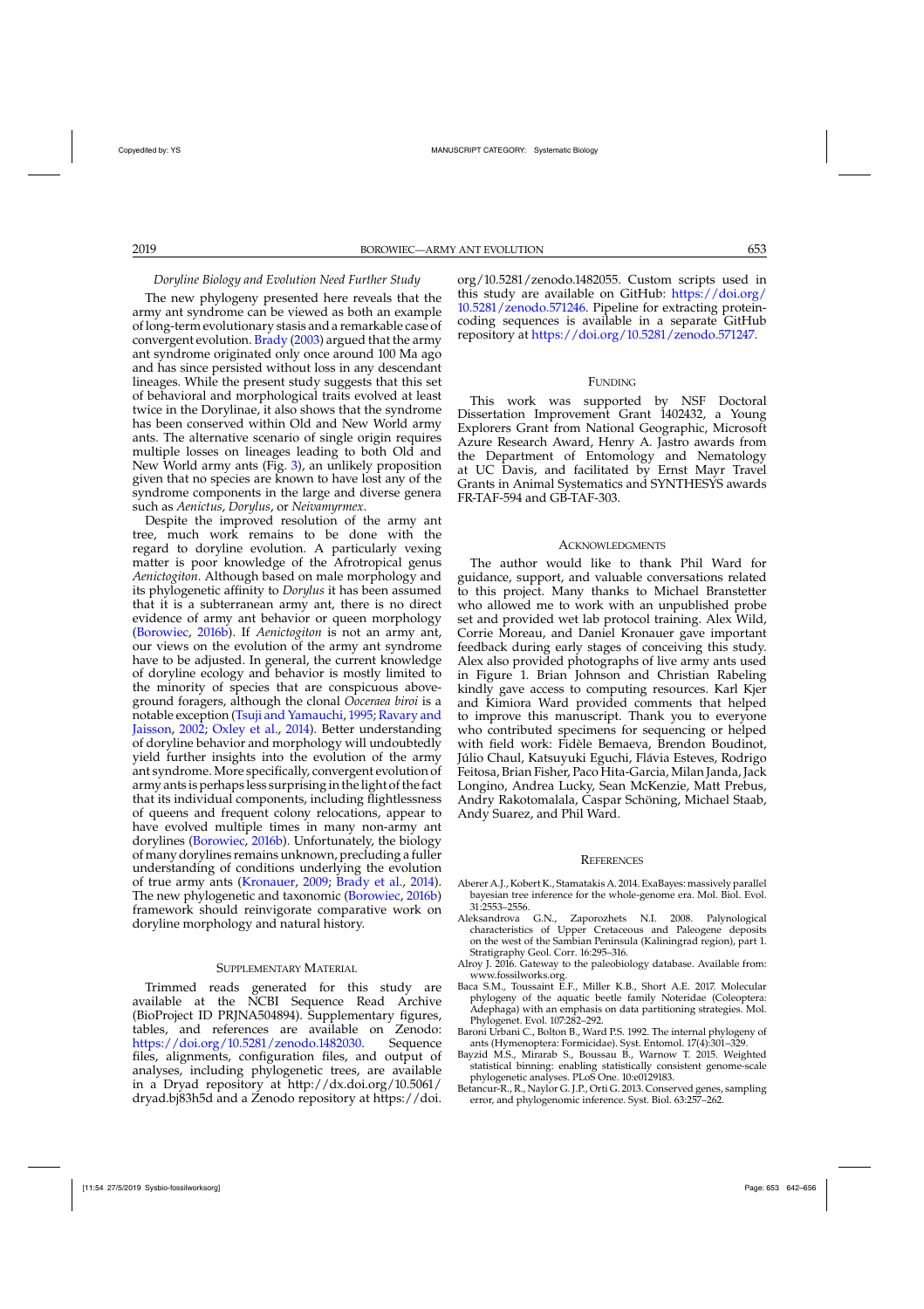### *Doryline Biology and Evolution Need Further Study*

The new phylogeny presented here reveals that the army ant syndrome can be viewed as both an example of long-term evolutionary stasis and a remarkable case of convergent evolution. Brady (2003) argued that the army ant syndrome originated only once around 100 Ma ago and has since persisted without loss in any descendant lineages. While the present study suggests that this set of behavioral and morphological traits evolved at least twice in the Dorylinae, it also shows that the syndrome has been conserved within Old and New World army ants. The alternative scenario of single origin requires multiple losses on lineages leading to both Old and New World army ants (Fig. 3), an unlikely proposition given that no species are known to have lost any of the syndrome components in the large and diverse genera such as *Aenictus*, *Dorylus*, or *Neivamyrmex*.

Despite the improved resolution of the army ant tree, much work remains to be done with the regard to doryline evolution. A particularly vexing matter is poor knowledge of the Afrotropical genus *Aenictogiton*. Although based on male morphology and its phylogenetic affinity to *Dorylus* it has been assumed that it is a subterranean army ant, there is no direct evidence of army ant behavior or queen morphology (Borowiec, 2016b). If *Aenictogiton* is not an army ant, our views on the evolution of the army ant syndrome have to be adjusted. In general, the current knowledge of doryline ecology and behavior is mostly limited to the minority of species that are conspicuous above-ground foragers, although the clonal *Ooceraea biroi* is a notable exception (Tsuji and Yamauchi, 1995; Ravary and Jaisson, 2002; Oxley et al., 2014). Better understanding of doryline behavior and morphology will undoubtedly yield further insights into the evolution of the army ant syndrome. More specifically, convergent evolution of army ants is perhaps less surprising in the light of the fact that its individual components, including flightlessness of queens and frequent colony relocations, appear to have evolved multiple times in many non-army ant dorylines (Borowiec, 2016b). Unfortunately, the biology of many dorylines remains unknown, precluding a fuller understanding of conditions underlying the evolution of true army ants (Kronauer, 2009; Brady et al., 2014). The new phylogenetic and taxonomic (Borowiec, 2016b) framework should reinvigorate comparative work on doryline morphology and natural history.

## Supplementary Material

Trimmed reads generated for this study are available at the NCBI Sequence Read Archive (BioProject ID PRJNA504894). Supplementary figures, tables, and references are available on Zenodo: https://doi.org/10.5281/zenodo.1482030. Sequence files, alignments, configuration files, and output of analyses, including phylogenetic trees, are available in a Dryad repository at http://dx.doi.org/10.5061/dryad.bj83h5d and a Zenodo repository at https://doi.org/10.5281/zenodo.1482055. Custom scripts used in this study are available on GitHub: https://doi.org/10.5281/zenodo.571246. Pipeline for extracting protein-coding sequences is available in a separate GitHub repository at https://doi.org/10.5281/zenodo.571247.

## Funding

This work was supported by NSF Doctoral Dissertation Improvement Grant 1402432, a Young Explorers Grant from National Geographic, Microsoft Azure Research Award, Henry A. Jastro awards from the Department of Entomology and Nematology at UC Davis, and facilitated by Ernst Mayr Travel Grants in Animal Systematics and SYNTHESYS awards FR-TAF-594 and GB-TAF-303.

## Acknowledgments

The author would like to thank Phil Ward for guidance, support, and valuable conversations related to this project. Many thanks to Michael Branstetter who allowed me to work with an unpublished probe set and provided wet lab protocol training. Alex Wild, Corrie Moreau, and Daniel Kronauer gave important feedback during early stages of conceiving this study. Alex also provided photographs of live army ants used in Figure 1. Brian Johnson and Christian Rabeling kindly gave access to computing resources. Karl Kjer and Kimiora Ward provided comments that helped to improve this manuscript. Thank you to everyone who contributed specimens for sequencing or helped with field work: Fidèle Bemaeva, Brendon Boudinot, Júlio Chaul, Katsuyuki Eguchi, Flávia Esteves, Rodrigo Feitosa, Brian Fisher, Paco Hita-Garcia, Milan Janda, Jack Longino, Andrea Lucky, Sean McKenzie, Matt Prebus, Andry Rakotomalala, Caspar Schöning, Michael Staab, Andy Suarez, and Phil Ward.

## References

Aberer A.J., Kobert K., Stamatakis A. 2014. ExaBayes: massively parallel bayesian tree inference for the whole-genome era. Mol. Biol. Evol. 31:2553–2556.

Aleksandrova G.N., Zaporozhets N.I. 2008. Palynological characteristics of Upper Cretaceous and Paleogene deposits on the west of the Sambian Peninsula (Kaliningrad region), part 1. Stratigraphy Geol. Corr. 16:295–316.

Alroy J. 2016. Gateway to the paleobiology database. Available from: www.fossilworks.org.

Baca S.M., Toussaint E.F., Miller K.B., Short A.E. 2017. Molecular phylogeny of the aquatic beetle family Noteridae (Coleoptera: Adephaga) with an emphasis on data partitioning strategies. Mol. Phylogenet. Evol. 107:282–292.

Baroni Urbani C., Bolton B., Ward P.S. 1992. The internal phylogeny of ants (Hymenoptera: Formicidae). Syst. Entomol. 17(4):301–329.

Bayzid M.S., Mirarab S., Boussau B., Warnow T. 2015. Weighted statistical binning: enabling statistically consistent genome-scale phylogenetic analyses. PLoS One. 10:e0129183.

Betancur-R., R., Naylor G.J.P., Orti G. 2013. Conserved genes, sampling error, and phylogenomic inference. Syst. Biol. 63:257–262.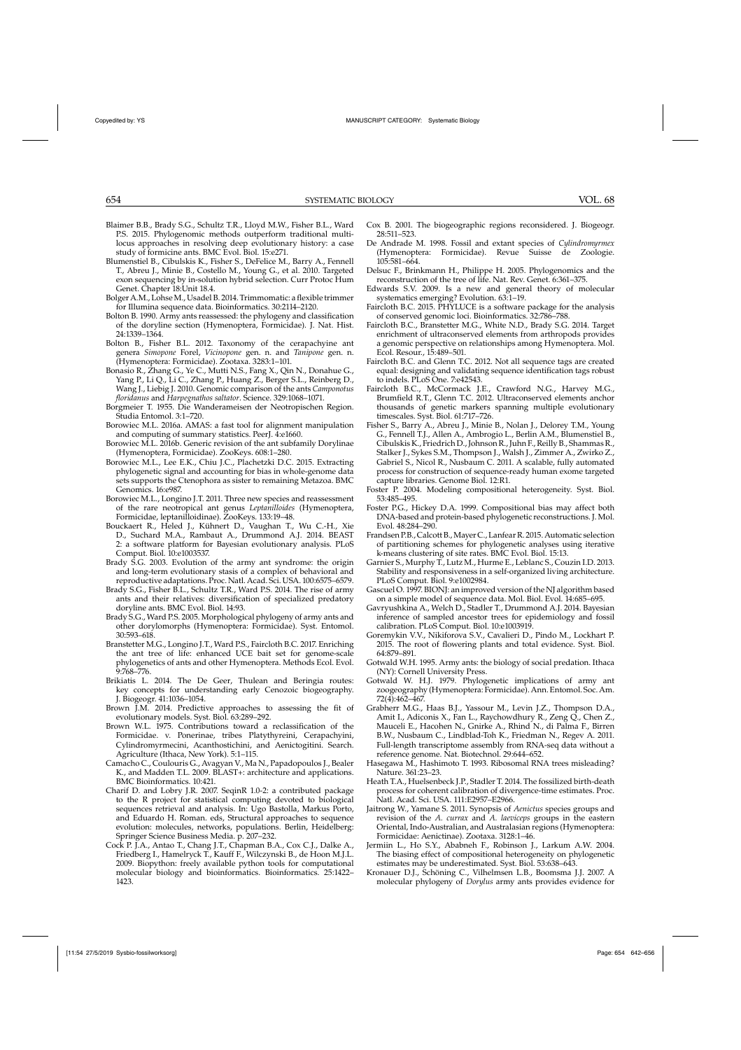Blaimer B.B., Brady S.G., Schultz T.R., Lloyd M.W., Fisher B.L., Ward P.S. 2015. Phylogenomic methods outperform traditional multi-locus approaches in resolving deep evolutionary history: a case study of formicine ants. BMC Evol. Biol. 15:e271.

Blumenstiel B., Cibulskis K., Fisher S., DeFelice M., Barry A., Fennell T., Abreu J., Minie B., Costello M., Young G., et al. 2010. Targeted exon sequencing by in-solution hybrid selection. Curr Protoc Hum Genet. Chapter 18:Unit 18.4.

Bolger A.M., Lohse M., Usadel B. 2014. Trimmomatic: a flexible trimmer for Illumina sequence data. Bioinformatics. 30:2114–2120.

Bolton B. 1990. Army ants reassessed: the phylogeny and classification of the doryline section (Hymenoptera, Formicidae). J. Nat. Hist. 24:1339–1364.

Bolton B., Fisher B.L. 2012. Taxonomy of the cerapachyine ant genera *Simopone* Forel, *Vicinopone* gen. n. and *Tanipone* gen. n. (Hymenoptera: Formicidae). Zootaxa. 3283:1–101.

Bonasio R., Zhang G., Ye C., Mutti N.S., Fang X., Qin N., Donahue G., Yang P., Li Q., Li C., Zhang P., Huang Z., Berger S.L., Reinberg D., Wang J., Liebig J. 2010. Genomic comparison of the ants *Camponotus floridanus* and *Harpegnathos saltator*. Science. 329:1068–1071.

Borgmeier T. 1955. Die Wanderameisen der Neotropischen Region. Studia Entomol. 3:1–720.

Borowiec M.L. 2016a. AMAS: a fast tool for alignment manipulation and computing of summary statistics. PeerJ. 4:e1660.

Borowiec M.L. 2016b. Generic revision of the ant subfamily Dorylinae (Hymenoptera, Formicidae). ZooKeys. 608:1–280.

Borowiec M.L., Lee E.K., Chiu J.C., Plachetzki D.C. 2015. Extracting phylogenetic signal and accounting for bias in whole-genome data sets supports the Ctenophora as sister to remaining Metazoa. BMC Genomics. 16:e987.

Borowiec M.L., Longino J.T. 2011. Three new species and reassessment of the rare neotropical ant genus *Leptanilloides* (Hymenoptera, Formicidae, leptanilloidinae). ZooKeys. 133:19–48.

Bouckaert R., Heled J., Kühnert D., Vaughan T., Wu C.-H., Xie D., Suchard M.A., Rambaut A., Drummond A.J. 2014. BEAST 2: a software platform for Bayesian evolutionary analysis. PLoS Comput. Biol. 10:e1003537.

Brady S.G. 2003. Evolution of the army ant syndrome: the origin and long-term evolutionary stasis of a complex of behavioral and reproductive adaptations. Proc. Natl. Acad. Sci. USA. 100:6575–6579.

Brady S.G., Fisher B.L., Schultz T.R., Ward P.S. 2014. The rise of army ants and their relatives: diversification of specialized predatory doryline ants. BMC Evol. Biol. 14:93.

Brady S.G., Ward P.S. 2005. Morphological phylogeny of army ants and other dorylomorphs (Hymenoptera: Formicidae). Syst. Entomol. 30:593–618.

Branstetter M.G., Longino J.T., Ward P.S., Faircloth B.C. 2017. Enriching the ant tree of life: enhanced UCE bait set for genome-scale phylogenetics of ants and other Hymenoptera. Methods Ecol. Evol. 9:768–776.

Brikiatis L. 2014. The De Geer, Thulean and Beringia routes: key concepts for understanding early Cenozoic biogeography. J. Biogeogr. 41:1036–1054.

Brown J.M. 2014. Predictive approaches to assessing the fit of evolutionary models. Syst. Biol. 63:289–292.

Brown W.L. 1975. Contributions toward a reclassification of the Formicidae. v. Ponerinae, tribes Platythyreini, Cerapachyini, Cylindromyrmecini, Acanthostichini, and Aenictogitini. Search. Agriculture (Ithaca, New York). 5:1–115.

Camacho C., Coulouris G., Avagyan V., Ma N., Papadopoulos J., Bealer K., and Madden T.L. 2009. BLAST+: architecture and applications. BMC Bioinformatics. 10:421.

Charif D. and Lobry J.R. 2007. SeqinR 1.0-2: a contributed package to the R project for statistical computing devoted to biological sequences retrieval and analysis. In: Ugo Bastolla, Markus Porto, and Eduardo H. Roman. eds, Structural approaches to sequence evolution: molecules, networks, populations. Berlin, Heidelberg: Springer Science Business Media. p. 207–232.

Cock P. J.A., Antao T., Chang J.T., Chapman B.A., Cox C.J., Dalke A., Friedberg I., Hamelryck T., Kauff F., Wilczynski B., de Hoon M.J.L. 2009. Biopython: freely available python tools for computational molecular biology and bioinformatics. Bioinformatics. 25:1422–1423.

Cox B. 2001. The biogeographic regions reconsidered. J. Biogeogr. 28:511–523.

De Andrade M. 1998. Fossil and extant species of *Cylindromyrmex* (Hymenoptera: Formicidae). Revue Suisse de Zoologie. 105:581–664.

Delsuc F., Brinkmann H., Philippe H. 2005. Phylogenomics and the reconstruction of the tree of life. Nat. Rev. Genet. 6:361–375.

Edwards S.V. 2009. Is a new and general theory of molecular systematics emerging? Evolution. 63:1–19.

Faircloth B.C. 2015. PHYLUCE is a software package for the analysis of conserved genomic loci. Bioinformatics. 32:786–788.

Faircloth B.C., Branstetter M.G., White N.D., Brady S.G. 2014. Target enrichment of ultraconserved elements from arthropods provides a genomic perspective on relationships among Hymenoptera. Mol. Ecol. Resour., 15:489–501.

Faircloth B.C. and Glenn T.C. 2012. Not all sequence tags are created equal: designing and validating sequence identification tags robust to indels. PLoS One. 7:e42543.

Faircloth B.C., McCormack J.E., Crawford N.G., Harvey M.G., Brumfield R.T., Glenn T.C. 2012. Ultraconserved elements anchor thousands of genetic markers spanning multiple evolutionary timescales. Syst. Biol. 61:717–726.

Fisher S., Barry A., Abreu J., Minie B., Nolan J., Delorey T.M., Young G., Fennell T.J., Allen A., Ambrogio L., Berlin A.M., Blumenstiel B., Cibulskis K., Friedrich D., Johnson R., Juhn F., Reilly B., Shammas R., Stalker J., Sykes S.M., Thompson J., Walsh J., Zimmer A., Zwirko Z., Gabriel S., Nicol R., Nusbaum C. 2011. A scalable, fully automated process for construction of sequence-ready human exome targeted capture libraries. Genome Biol. 12:R1.

Foster P. 2004. Modeling compositional heterogeneity. Syst. Biol. 53:485–495.

Foster P.G., Hickey D.A. 1999. Compositional bias may affect both DNA-based and protein-based phylogenetic reconstructions. J. Mol. Evol. 48:284–290.

Frandsen P.B., Calcott B., Mayer C., Lanfear R. 2015. Automatic selection of partitioning schemes for phylogenetic analyses using iterative k-means clustering of site rates. BMC Evol. Biol. 15:13.

Garnier S., Murphy T., Lutz M., Hurme E., Leblanc S., Couzin I.D. 2013. Stability and responsiveness in a self-organized living architecture. PLoS Comput. Biol. 9:e1002984.

Gascuel O. 1997. BIONJ: an improved version of the NJ algorithm based on a simple model of sequence data. Mol. Biol. Evol. 14:685–695.

Gavryushkina A., Welch D., Stadler T., Drummond A.J. 2014. Bayesian inference of sampled ancestor trees for epidemiology and fossil calibration. PLoS Comput. Biol. 10:e1003919.

Goremykin V.V., Nikiforova S.V., Cavalieri D., Pindo M., Lockhart P. 2015. The root of flowering plants and total evidence. Syst. Biol. 64:879–891.

Gotwald W.H. 1995. Army ants: the biology of social predation. Ithaca (NY): Cornell University Press.

Gotwald W. H.J. 1979. Phylogenetic implications of army ant zoogeography (Hymenoptera: Formicidae). Ann. Entomol. Soc. Am. 72(4):462–467.

Grabherr M.G., Haas B.J., Yassour M., Levin J.Z., Thompson D.A., Amit I., Adiconis X., Fan L., Raychowdhury R., Zeng Q., Chen Z., Mauceli E., Hacohen N., Gnirke A., Rhind N., di Palma F., Birren B.W., Nusbaum C., Lindblad-Toh K., Friedman N., Regev A. 2011. Full-length transcriptome assembly from RNA-seq data without a reference genome. Nat. Biotechnol. 29:644–652.

Hasegawa M., Hashimoto T. 1993. Ribosomal RNA trees misleading? Nature. 361:23–23.

Heath T.A., Huelsenbeck J.P., Stadler T. 2014. The fossilized birth-death process for coherent calibration of divergence-time estimates. Proc. Natl. Acad. Sci. USA. 111:E2957–E2966.

Jaitrong W., Yamane S. 2011. Synopsis of *Aenictus* species groups and revision of the *A. currax* and *A. laeviceps* groups in the eastern Oriental, Indo-Australian, and Australasian regions (Hymenoptera: Formicidae: Aenictinae). Zootaxa. 3128:1–46.

Jermiin L., Ho S.Y., Ababneh F., Robinson J., Larkum A.W. 2004. The biasing effect of compositional heterogeneity on phylogenetic estimates may be underestimated. Syst. Biol. 53:638–643.

Kronauer D.J., Schöning C., Vilhelmsen L.B., Boomsma J.J. 2007. A molecular phylogeny of *Dorylus* army ants provides evidence for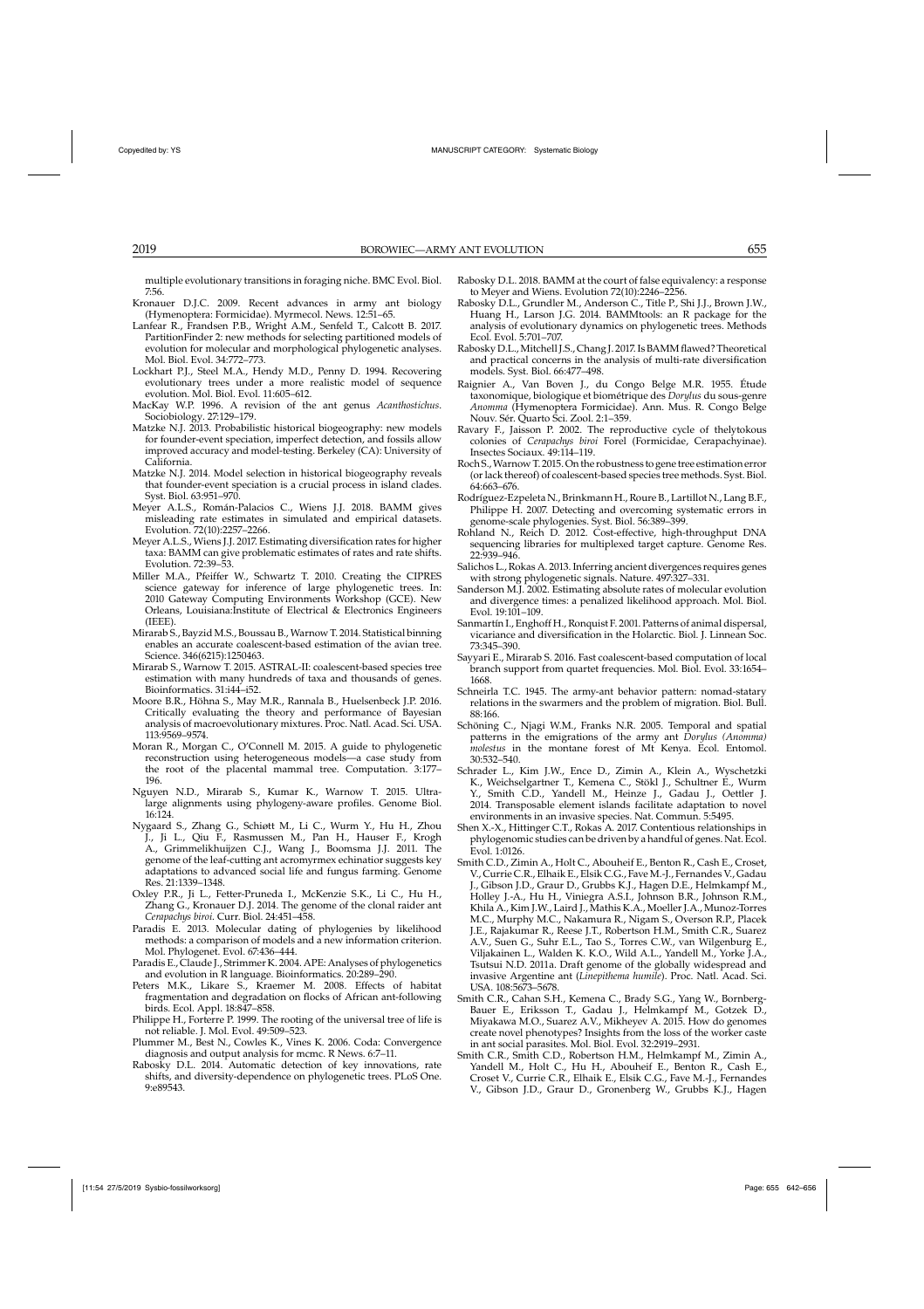multiple evolutionary transitions in foraging niche. BMC Evol. Biol. 7:56.

Kronauer D.J.C. 2009. Recent advances in army ant biology (Hymenoptera: Formicidae). Myrmecol. News. 12:51–65.

Lanfear R., Frandsen P.B., Wright A.M., Senfeld T., Calcott B. 2017. PartitionFinder 2: new methods for selecting partitioned models of evolution for molecular and morphological phylogenetic analyses. Mol. Biol. Evol. 34:772–773.

Lockhart P.J., Steel M.A., Hendy M.D., Penny D. 1994. Recovering evolutionary trees under a more realistic model of sequence evolution. Mol. Biol. Evol. 11:605–612.

MacKay W.P. 1996. A revision of the ant genus *Acanthostichus*. Sociobiology. 27:129–179.

Matzke N.J. 2013. Probabilistic historical biogeography: new models for founder-event speciation, imperfect detection, and fossils allow improved accuracy and model-testing. Berkeley (CA): University of California.

Matzke N.J. 2014. Model selection in historical biogeography reveals that founder-event speciation is a crucial process in island clades. Syst. Biol. 63:951–970.

Meyer A.L.S., Román-Palacios C., Wiens J.J. 2018. BAMM gives misleading rate estimates in simulated and empirical datasets. Evolution. 72(10):2257–2266.

Meyer A.L.S., Wiens J.J. 2017. Estimating diversification rates for higher taxa: BAMM can give problematic estimates of rates and rate shifts. Evolution. 72:39–53.

Miller M.A., Pfeiffer W., Schwartz T. 2010. Creating the CIPRES science gateway for inference of large phylogenetic trees. In: 2010 Gateway Computing Environments Workshop (GCE). New Orleans, Louisiana:Institute of Electrical & Electronics Engineers (IEEE).

Mirarab S., Bayzid M.S., Boussau B., Warnow T. 2014. Statistical binning enables an accurate coalescent-based estimation of the avian tree. Science. 346(6215):1250463.

Mirarab S., Warnow T. 2015. ASTRAL-II: coalescent-based species tree estimation with many hundreds of taxa and thousands of genes. Bioinformatics. 31:i44–i52.

Moore B.R., Höhna S., May M.R., Rannala B., Huelsenbeck J.P. 2016. Critically evaluating the theory and performance of Bayesian analysis of macroevolutionary mixtures. Proc. Natl. Acad. Sci. USA. 113:9569–9574.

Moran R., Morgan C., O'Connell M. 2015. A guide to phylogenetic reconstruction using heterogeneous models—a case study from the root of the placental mammal tree. Computation. 3:177–196.

Nguyen N.D., Mirarab S., Kumar K., Warnow T. 2015. Ultra-large alignments using phylogeny-aware profiles. Genome Biol. 16:124.

Nygaard S., Zhang G., Schiøtt M., Li C., Wurm Y., Hu H., Zhou J., Ji L., Qiu F., Rasmussen M., Pan H., Hauser F., Krogh A., Grimmelikhuijzen C.J., Wang J., Boomsma J.J. 2011. The genome of the leaf-cutting ant acromyrmex echinatior suggests key adaptations to advanced social life and fungus farming. Genome Res. 21:1339–1348.

Oxley P.R., Ji L., Fetter-Pruneda I., McKenzie S.K., Li C., Hu H., Zhang G., Kronauer D.J. 2014. The genome of the clonal raider ant *Cerapachys biroi*. Curr. Biol. 24:451–458.

Paradis E. 2013. Molecular dating of phylogenies by likelihood methods: a comparison of models and a new information criterion. Mol. Phylogenet. Evol. 67:436–444.

Paradis E., Claude J., Strimmer K. 2004. APE: Analyses of phylogenetics and evolution in R language. Bioinformatics. 20:289–290.

Peters M.K., Likare S., Kraemer M. 2008. Effects of habitat fragmentation and degradation on flocks of African ant-following birds. Ecol. Appl. 18:847–858.

Philippe H., Forterre P. 1999. The rooting of the universal tree of life is not reliable. J. Mol. Evol. 49:509–523.

Plummer M., Best N., Cowles K., Vines K. 2006. Coda: Convergence diagnosis and output analysis for mcmc. R News. 6:7–11.

Rabosky D.L. 2014. Automatic detection of key innovations, rate shifts, and diversity-dependence on phylogenetic trees. PLoS One. 9:e89543.

Rabosky D.L. 2018. BAMM at the court of false equivalency: a response to Meyer and Wiens. Evolution 72(10):2246–2256.

Rabosky D.L., Grundler M., Anderson C., Title P., Shi J.J., Brown J.W., Huang H., Larson J.G. 2014. BAMMtools: an R package for the analysis of evolutionary dynamics on phylogenetic trees. Methods Ecol. Evol. 5:701–707.

Rabosky D.L., Mitchell J.S., Chang J. 2017. Is BAMM flawed? Theoretical and practical concerns in the analysis of multi-rate diversification models. Syst. Biol. 66:477–498.

Raignier A., Van Boven J., du Congo Belge M.R. 1955. Étude taxonomique, biologique et biométrique des *Dorylus* du sous-genre *Anomma* (Hymenoptera Formicidae). Ann. Mus. R. Congo Belge Nouv. Sér. Quarto Sci. Zool. 2:1–359.

Ravary F., Jaisson P. 2002. The reproductive cycle of thelytokous colonies of *Cerapachys biroi* Forel (Formicidae, Cerapachyinae). Insectes Sociaux. 49:114–119.

Roch S., Warnow T. 2015. On the robustness to gene tree estimation error (or lack thereof) of coalescent-based species tree methods. Syst. Biol. 64:663–676.

Rodríguez-Ezpeleta N., Brinkmann H., Roure B., Lartillot N., Lang B.F., Philippe H. 2007. Detecting and overcoming systematic errors in genome-scale phylogenies. Syst. Biol. 56:389–399.

Rohland N., Reich D. 2012. Cost-effective, high-throughput DNA sequencing libraries for multiplexed target capture. Genome Res. 22:939–946.

Salichos L., Rokas A. 2013. Inferring ancient divergences requires genes with strong phylogenetic signals. Nature. 497:327–331.

Sanderson M.J. 2002. Estimating absolute rates of molecular evolution and divergence times: a penalized likelihood approach. Mol. Biol. Evol. 19:101–109.

Sanmartín I., Enghoff H., Ronquist F. 2001. Patterns of animal dispersal, vicariance and diversification in the Holarctic. Biol. J. Linnean Soc. 73:345–390.

Sayyari E., Mirarab S. 2016. Fast coalescent-based computation of local branch support from quartet frequencies. Mol. Biol. Evol. 33:1654–1668.

Schneirla T.C. 1945. The army-ant behavior pattern: nomad-statary relations in the swarmers and the problem of migration. Biol. Bull. 88:166.

Schöning C., Njagi W.M., Franks N.R. 2005. Temporal and spatial patterns in the emigrations of the army ant *Dorylus (Anomma) molestus* in the montane forest of Mt Kenya. Ecol. Entomol. 30:532–540.

Schrader L., Kim J.W., Ence D., Zimin A., Klein A., Wyschetzki K., Weichselgartner T., Kemena C., Stökl J., Schultner E., Wurm Y., Smith C.D., Yandell M., Heinze J., Gadau J., Oettler J. 2014. Transposable element islands facilitate adaptation to novel environments in an invasive species. Nat. Commun. 5:5495.

Shen X.-X., Hittinger C.T., Rokas A. 2017. Contentious relationships in phylogenomic studies can be driven by a handful of genes. Nat. Ecol. Evol. 1:0126.

Smith C.D., Zimin A., Holt C., Abouheif E., Benton R., Cash E., Croset, V., Currie C.R., Elhaik E., Elsik C.G., Fave M.-J., Fernandes V., Gadau J., Gibson J.D., Graur D., Grubbs K.J., Hagen D.E., Helmkampf M., Holley J.-A., Hu H., Viniegra A.S.I., Johnson B.R., Johnson R.M., Khila A., Kim J.W., Laird J., Mathis K.A., Moeller J.A., Munoz-Torres M.C., Murphy M.C., Nakamura R., Nigam S., Overson R.P., Placek J.E., Rajakumar R., Reese J.T., Robertson H.M., Smith C.R., Suarez A.V., Suen G., Suhr E.L., Tao S., Torres C.W., van Wilgenburg E., Viljakainen L., Walden K. K.O., Wild A.L., Yandell M., Yorke J.A., Tsutsui N.D. 2011a. Draft genome of the globally widespread and invasive Argentine ant (*Linepithema humile*). Proc. Natl. Acad. Sci. USA. 108:5673–5678.

Smith C.R., Cahan S.H., Kemena C., Brady S.G., Yang W., Bornberg-Bauer E., Eriksson T., Gadau J., Helmkampf M., Gotzek D., Miyakawa M.O., Suarez A.V., Mikheyev A. 2015. How do genomes create novel phenotypes? Insights from the loss of the worker caste in ant social parasites. Mol. Biol. Evol. 32:2919–2931.

Smith C.R., Smith C.D., Robertson H.M., Helmkampf M., Zimin A., Yandell M., Holt C., Hu H., Abouheif E., Benton R., Cash E., Croset V., Currie C.R., Elhaik E., Elsik C.G., Fave M.-J., Fernandes V., Gibson J.D., Graur D., Gronenberg W., Grubbs K.J., Hagen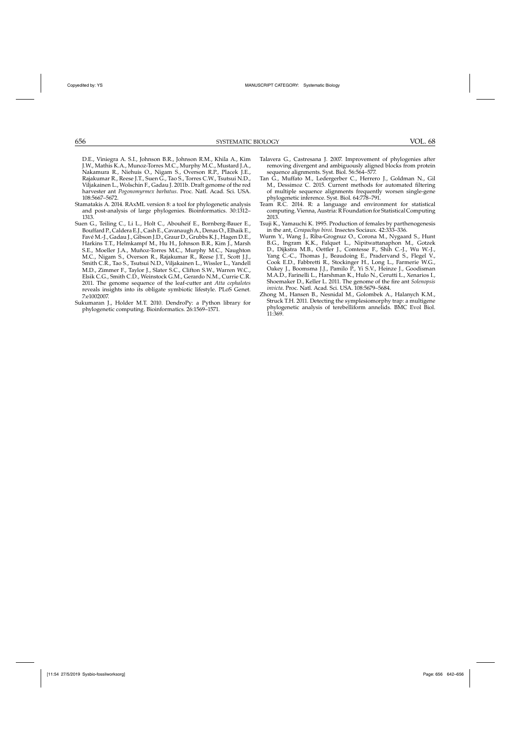D.E., Viniegra A. S.I., Johnson B.R., Johnson R.M., Khila A., Kim J.W., Mathis K.A., Munoz-Torres M.C., Murphy M.C., Mustard J.A., Nakamura R., Niehuis O., Nigam S., Overson R.P., Placek J.E., Rajakumar R., Reese J.T., Suen G., Tao S., Torres C.W., Tsutsui N.D., Viljakainen L., Wolschin F., Gadau J. 2011b. Draft genome of the red harvester ant *Pogonomyrmex barbatus*. Proc. Natl. Acad. Sci. USA. 108:5667–5672.

Stamatakis A. 2014. RAxML version 8: a tool for phylogenetic analysis and post-analysis of large phylogenies. Bioinformatics. 30:1312–1313.

Suen G., Teiling C., Li L., Holt C., Abouheif E., Bornberg-Bauer E., Bouffard P., Caldera E.J., Cash E., Cavanaugh A., Denas O., Elhaik E., Favé M.-J., Gadau J., Gibson J.D., Graur D., Grubbs K.J., Hagen D.E., Harkins T.T., Helmkampf M., Hu H., Johnson B.R., Kim J., Marsh S.E., Moeller J.A., Muñoz-Torres M.C., Murphy M.C., Naughton M.C., Nigam S., Overson R., Rajakumar R., Reese J.T., Scott J.J., Smith C.R., Tao S., Tsutsui N.D., Viljakainen L., Wissler L., Yandell M.D., Zimmer F., Taylor J., Slater S.C., Clifton S.W., Warren W.C., Elsik C.G., Smith C.D., Weinstock G.M., Gerardo N.M., Currie C.R. 2011. The genome sequence of the leaf-cutter ant *Atta cephalotes* reveals insights into its obligate symbiotic lifestyle. PLoS Genet. 7:e1002007.

Sukumaran J., Holder M.T. 2010. DendroPy: a Python library for phylogenetic computing. Bioinformatics. 26:1569–1571.

Talavera G., Castresana J. 2007. Improvement of phylogenies after removing divergent and ambiguously aligned blocks from protein sequence alignments. Syst. Biol. 56:564–577.

Tan G., Muffato M., Ledergerber C., Herrero J., Goldman N., Gil M., Dessimoz C. 2015. Current methods for automated filtering of multiple sequence alignments frequently worsen single-gene phylogenetic inference. Syst. Biol. 64:778–791.

Team R.C. 2014. R: a language and environment for statistical computing. Vienna, Austria: R Foundation for Statistical Computing 2013.

Tsuji K., Yamauchi K. 1995. Production of females by parthenogenesis in the ant, *Cerapachys biroi*. Insectes Sociaux. 42:333–336.

Wurm Y., Wang J., Riba-Grognuz O., Corona M., Nygaard S., Hunt B.G., Ingram K.K., Falquet L., Nipitwattanaphon M., Gotzek D., Dijkstra M.B., Oettler J., Comtesse F., Shih C.-J., Wu W.-J., Yang C.-C., Thomas J., Beaudoing E., Pradervand S., Flegel V., Cook E.D., Fabbretti R., Stockinger H., Long L., Farmerie W.G., Oakey J., Boomsma J.J., Pamilo P., Yi S.V., Heinze J., Goodisman M.A.D., Farinelli L., Harshman K., Hulo N., Cerutti L., Xenarios I., Shoemaker D., Keller L. 2011. The genome of the fire ant *Solenopsis invicta*. Proc. Natl. Acad. Sci. USA. 108:5679–5684.

Zhong M., Hansen B., Nesnidal M., Golombek A., Halanych K.M., Struck T.H. 2011. Detecting the symplesiomorphy trap: a multigene phylogenetic analysis of terebelliform annelids. BMC Evol Biol. 11:369.